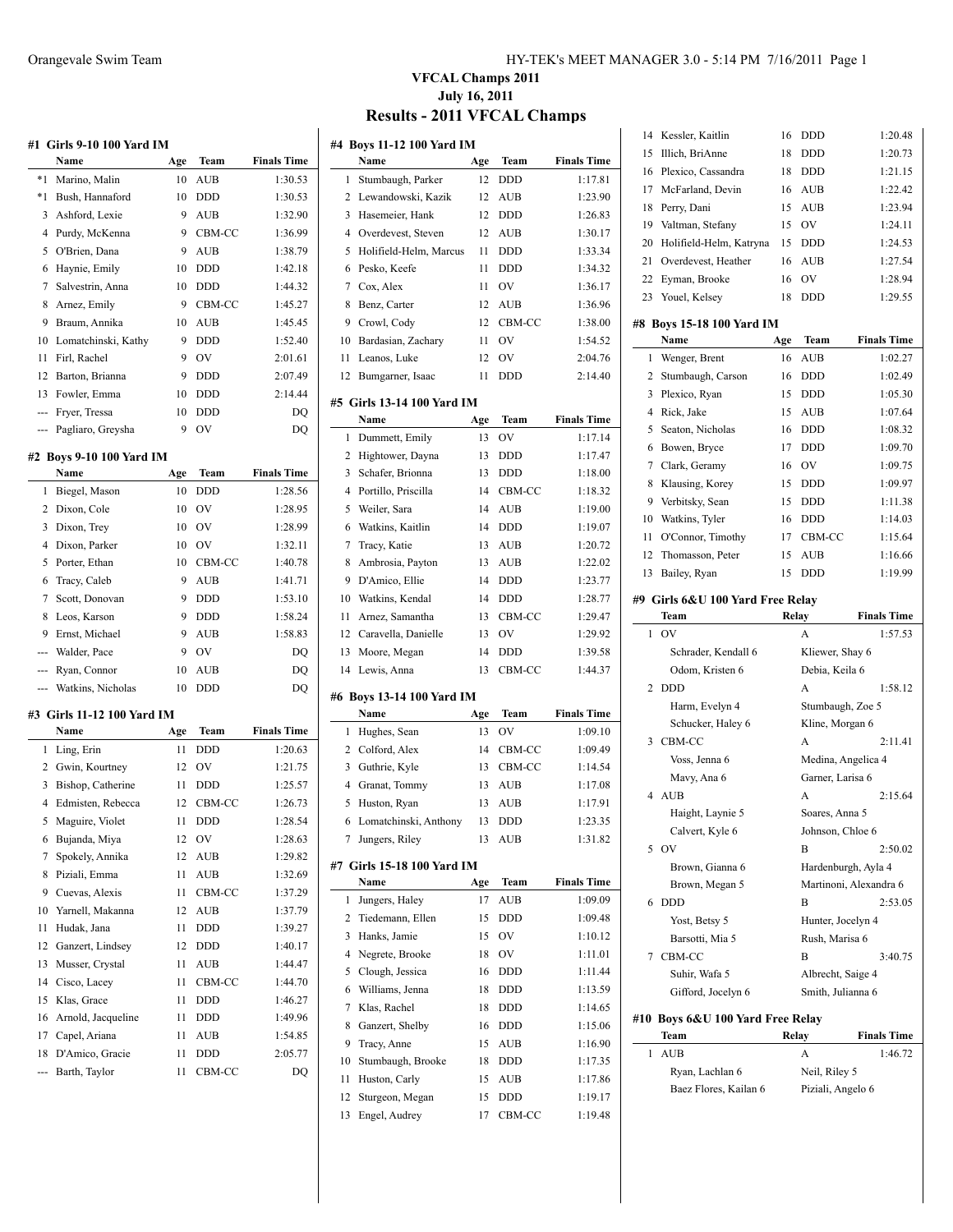# VFCAL Champs 2011

**July 16, 2011**

## Results - 2011 VFCAL Champs

### #1 Girls 9-10 100 Yard IM

| | Name | Age | Team | Finals Time |
|---|---|---|---|---|
| *1 | Marino, Malin | 10 | AUB | 1:30.53 |
| *1 | Bush, Hannaford | 10 | DDD | 1:30.53 |
| 3 | Ashford, Lexie | 9 | AUB | 1:32.90 |
| 4 | Purdy, McKenna | 9 | CBM-CC | 1:36.99 |
| 5 | O'Brien, Dana | 9 | AUB | 1:38.79 |
| 6 | Haynie, Emily | 10 | DDD | 1:42.18 |
| 7 | Salvestrin, Anna | 10 | DDD | 1:44.32 |
| 8 | Arnez, Emily | 9 | CBM-CC | 1:45.27 |
| 9 | Braum, Annika | 10 | AUB | 1:45.45 |
| 10 | Lomatchinski, Kathy | 9 | DDD | 1:52.40 |
| 11 | Firl, Rachel | 9 | OV | 2:01.61 |
| 12 | Barton, Brianna | 9 | DDD | 2:07.49 |
| 13 | Fowler, Emma | 10 | DDD | 2:14.44 |
| --- | Fryer, Tressa | 10 | DDD | DQ |
| --- | Pagliaro, Greysha | 9 | OV | DQ |

### #2 Boys 9-10 100 Yard IM

| | Name | Age | Team | Finals Time |
|---|---|---|---|---|
| 1 | Biegel, Mason | 10 | DDD | 1:28.56 |
| 2 | Dixon, Cole | 10 | OV | 1:28.95 |
| 3 | Dixon, Trey | 10 | OV | 1:28.99 |
| 4 | Dixon, Parker | 10 | OV | 1:32.11 |
| 5 | Porter, Ethan | 10 | CBM-CC | 1:40.78 |
| 6 | Tracy, Caleb | 9 | AUB | 1:41.71 |
| 7 | Scott, Donovan | 9 | DDD | 1:53.10 |
| 8 | Leos, Karson | 9 | DDD | 1:58.24 |
| 9 | Ernst, Michael | 9 | AUB | 1:58.83 |
| --- | Walder, Pace | 9 | OV | DQ |
| --- | Ryan, Connor | 10 | AUB | DQ |
| --- | Watkins, Nicholas | 10 | DDD | DQ |

### #3 Girls 11-12 100 Yard IM

| | Name | Age | Team | Finals Time |
|---|---|---|---|---|
| 1 | Ling, Erin | 11 | DDD | 1:20.63 |
| 2 | Gwin, Kourtney | 12 | OV | 1:21.75 |
| 3 | Bishop, Catherine | 11 | DDD | 1:25.57 |
| 4 | Edmisten, Rebecca | 12 | CBM-CC | 1:26.73 |
| 5 | Maguire, Violet | 11 | DDD | 1:28.54 |
| 6 | Bujanda, Miya | 12 | OV | 1:28.63 |
| 7 | Spokely, Annika | 12 | AUB | 1:29.82 |
| 8 | Piziali, Emma | 11 | AUB | 1:32.69 |
| 9 | Cuevas, Alexis | 11 | CBM-CC | 1:37.29 |
| 10 | Yarnell, Makanna | 12 | AUB | 1:37.79 |
| 11 | Hudak, Jana | 11 | DDD | 1:39.27 |
| 12 | Ganzert, Lindsey | 12 | DDD | 1:40.17 |
| 13 | Musser, Crystal | 11 | AUB | 1:44.47 |
| 14 | Cisco, Lacey | 11 | CBM-CC | 1:44.70 |
| 15 | Klas, Grace | 11 | DDD | 1:46.27 |
| 16 | Arnold, Jacqueline | 11 | DDD | 1:49.96 |
| 17 | Capel, Ariana | 11 | AUB | 1:54.85 |
| 18 | D'Amico, Gracie | 11 | DDD | 2:05.77 |
| --- | Barth, Taylor | 11 | CBM-CC | DQ |

### #4 Boys 11-12 100 Yard IM

| | Name | Age | Team | Finals Time |
|---|---|---|---|---|
| 1 | Stumbaugh, Parker | 12 | DDD | 1:17.81 |
| 2 | Lewandowski, Kazik | 12 | AUB | 1:23.90 |
| 3 | Hasemeier, Hank | 12 | DDD | 1:26.83 |
| 4 | Overdevest, Steven | 12 | AUB | 1:30.17 |
| 5 | Holifield-Helm, Marcus | 11 | DDD | 1:33.34 |
| 6 | Pesko, Keefe | 11 | DDD | 1:34.32 |
| 7 | Cox, Alex | 11 | OV | 1:36.17 |
| 8 | Benz, Carter | 12 | AUB | 1:36.96 |
| 9 | Crowl, Cody | 12 | CBM-CC | 1:38.00 |
| 10 | Bardasian, Zachary | 11 | OV | 1:54.52 |
| 11 | Leanos, Luke | 12 | OV | 2:04.76 |
| 12 | Bumgarner, Isaac | 11 | DDD | 2:14.40 |

### #5 Girls 13-14 100 Yard IM

| | Name | Age | Team | Finals Time |
|---|---|---|---|---|
| 1 | Dummett, Emily | 13 | OV | 1:17.14 |
| 2 | Hightower, Dayna | 13 | DDD | 1:17.47 |
| 3 | Schafer, Brionna | 13 | DDD | 1:18.00 |
| 4 | Portillo, Priscilla | 14 | CBM-CC | 1:18.32 |
| 5 | Weiler, Sara | 14 | AUB | 1:19.00 |
| 6 | Watkins, Kaitlin | 14 | DDD | 1:19.07 |
| 7 | Tracy, Katie | 13 | AUB | 1:20.72 |
| 8 | Ambrosia, Payton | 13 | AUB | 1:22.02 |
| 9 | D'Amico, Ellie | 14 | DDD | 1:23.77 |
| 10 | Watkins, Kendal | 14 | DDD | 1:28.77 |
| 11 | Arnez, Samantha | 13 | CBM-CC | 1:29.47 |
| 12 | Caravella, Danielle | 13 | OV | 1:29.92 |
| 13 | Moore, Megan | 14 | DDD | 1:39.58 |
| 14 | Lewis, Anna | 13 | CBM-CC | 1:44.37 |

### #6 Boys 13-14 100 Yard IM

| | Name | Age | Team | Finals Time |
|---|---|---|---|---|
| 1 | Hughes, Sean | 13 | OV | 1:09.10 |
| 2 | Colford, Alex | 14 | CBM-CC | 1:09.49 |
| 3 | Guthrie, Kyle | 13 | CBM-CC | 1:14.54 |
| 4 | Granat, Tommy | 13 | AUB | 1:17.08 |
| 5 | Huston, Ryan | 13 | AUB | 1:17.91 |
| 6 | Lomatchinski, Anthony | 13 | DDD | 1:23.35 |
| 7 | Jungers, Riley | 13 | AUB | 1:31.82 |

### #7 Girls 15-18 100 Yard IM

| | Name | Age | Team | Finals Time |
|---|---|---|---|---|
| 1 | Jungers, Haley | 17 | AUB | 1:09.09 |
| 2 | Tiedemann, Ellen | 15 | DDD | 1:09.48 |
| 3 | Hanks, Jamie | 15 | OV | 1:10.12 |
| 4 | Negrete, Brooke | 18 | OV | 1:11.01 |
| 5 | Clough, Jessica | 16 | DDD | 1:11.44 |
| 6 | Williams, Jenna | 18 | DDD | 1:13.59 |
| 7 | Klas, Rachel | 18 | DDD | 1:14.65 |
| 8 | Ganzert, Shelby | 16 | DDD | 1:15.06 |
| 9 | Tracy, Anne | 15 | AUB | 1:16.90 |
| 10 | Stumbaugh, Brooke | 18 | DDD | 1:17.35 |
| 11 | Huston, Carly | 15 | AUB | 1:17.86 |
| 12 | Sturgeon, Megan | 15 | DDD | 1:19.17 |
| 13 | Engel, Audrey | 17 | CBM-CC | 1:19.48 |
| 14 | Kessler, Kaitlin | 16 | DDD | 1:20.48 |
| 15 | Illich, BriAnne | 18 | DDD | 1:20.73 |
| 16 | Plexico, Cassandra | 18 | DDD | 1:21.15 |
| 17 | McFarland, Devin | 16 | AUB | 1:22.42 |
| 18 | Perry, Dani | 15 | AUB | 1:23.94 |
| 19 | Valtman, Stefany | 15 | OV | 1:24.11 |
| 20 | Holifield-Helm, Katryna | 15 | DDD | 1:24.53 |
| 21 | Overdevest, Heather | 16 | AUB | 1:27.54 |
| 22 | Eyman, Brooke | 16 | OV | 1:28.94 |
| 23 | Youel, Kelsey | 18 | DDD | 1:29.55 |

### #8 Boys 15-18 100 Yard IM

| | Name | Age | Team | Finals Time |
|---|---|---|---|---|
| 1 | Wenger, Brent | 16 | AUB | 1:02.27 |
| 2 | Stumbaugh, Carson | 16 | DDD | 1:02.49 |
| 3 | Plexico, Ryan | 15 | DDD | 1:05.30 |
| 4 | Rick, Jake | 15 | AUB | 1:07.64 |
| 5 | Seaton, Nicholas | 16 | DDD | 1:08.32 |
| 6 | Bowen, Bryce | 17 | DDD | 1:09.70 |
| 7 | Clark, Geramy | 16 | OV | 1:09.75 |
| 8 | Klausing, Korey | 15 | DDD | 1:09.97 |
| 9 | Verbitsky, Sean | 15 | DDD | 1:11.38 |
| 10 | Watkins, Tyler | 16 | DDD | 1:14.03 |
| 11 | O'Connor, Timothy | 17 | CBM-CC | 1:15.64 |
| 12 | Thomasson, Peter | 15 | AUB | 1:16.66 |
| 13 | Bailey, Ryan | 15 | DDD | 1:19.99 |

### #9 Girls 6&U 100 Yard Free Relay

| | Team | Relay | Finals Time |
|---|---|---|---|
| 1 | OV | A | 1:57.53 |
| | Schrader, Kendall 6 | Kliewer, Shay 6 | |
| | Odom, Kristen 6 | Debia, Keila 6 | |
| 2 | DDD | A | 1:58.12 |
| | Harm, Evelyn 4 | Stumbaugh, Zoe 5 | |
| | Schucker, Haley 6 | Kline, Morgan 6 | |
| 3 | CBM-CC | A | 2:11.41 |
| | Voss, Jenna 6 | Medina, Angelica 4 | |
| | Mavy, Ana 6 | Garner, Larisa 6 | |
| 4 | AUB | A | 2:15.64 |
| | Haight, Laynie 5 | Soares, Anna 5 | |
| | Calvert, Kyle 6 | Johnson, Chloe 6 | |
| 5 | OV | B | 2:50.02 |
| | Brown, Gianna 6 | Hardenburgh, Ayla 4 | |
| | Brown, Megan 5 | Martinoni, Alexandra 6 | |
| 6 | DDD | B | 2:53.05 |
| | Yost, Betsy 5 | Hunter, Jocelyn 4 | |
| | Barsotti, Mia 5 | Rush, Marisa 6 | |
| 7 | CBM-CC | B | 3:40.75 |
| | Suhir, Wafa 5 | Albrecht, Saige 4 | |
| | Gifford, Jocelyn 6 | Smith, Julianna 6 | |

### #10 Boys 6&U 100 Yard Free Relay

| | Team | Relay | Finals Time |
|---|---|---|---|
| 1 | AUB | A | 1:46.72 |
| | Ryan, Lachlan 6 | Neil, Riley 5 | |
| | Baez Flores, Kailan 6 | Piziali, Angelo 6 | |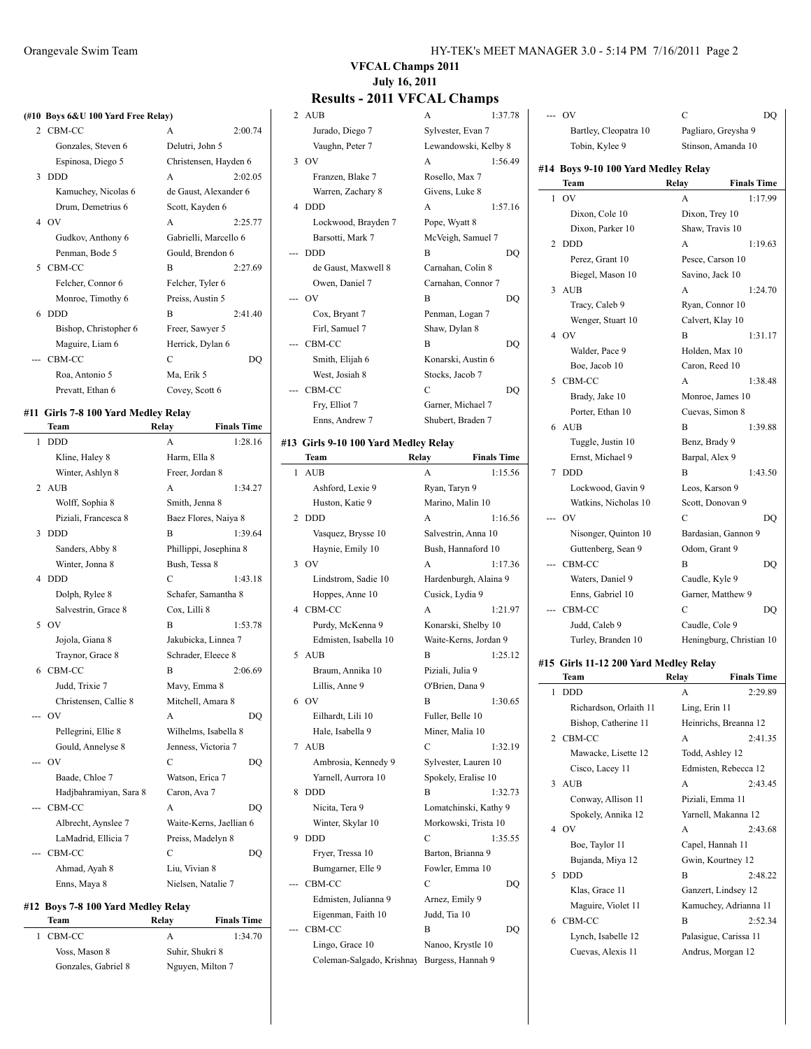# VFCAL Champs 2011

**July 16, 2011**

## Results - 2011 VFCAL Champs

### (#10 Boys 6&U 100 Yard Free Relay)

| | Team | Relay | Finals Time |
|---|---|---|---|
| 2 | CBM-CC | A | 2:00.74 |
| | Gonzales, Steven 6 | Delutri, John 5 | |
| | Espinosa, Diego 5 | Christensen, Hayden 6 | |
| 3 | DDD | A | 2:02.05 |
| | Kamuchey, Nicolas 6 | de Gaust, Alexander 6 | |
| | Drum, Demetrius 6 | Scott, Kayden 6 | |
| 4 | OV | A | 2:25.77 |
| | Gudkov, Anthony 6 | Gabrielli, Marcello 6 | |
| | Penman, Bode 5 | Gould, Brendon 6 | |
| 5 | CBM-CC | B | 2:27.69 |
| | Felcher, Connor 6 | Felcher, Tyler 6 | |
| | Monroe, Timothy 6 | Preiss, Austin 5 | |
| 6 | DDD | B | 2:41.40 |
| | Bishop, Christopher 6 | Freer, Sawyer 5 | |
| | Maguire, Liam 6 | Herrick, Dylan 6 | |
| --- | CBM-CC | C | DQ |
| | Roa, Antonio 5 | Ma, Erik 5 | |
| | Prevatt, Ethan 6 | Covey, Scott 6 | |

### #11 Girls 7-8 100 Yard Medley Relay

| | Team | Relay | Finals Time |
|---|---|---|---|
| 1 | DDD | A | 1:28.16 |
| | Kline, Haley 8 | Harm, Ella 8 | |
| | Winter, Ashlyn 8 | Freer, Jordan 8 | |
| 2 | AUB | A | 1:34.27 |
| | Wolff, Sophia 8 | Smith, Jenna 8 | |
| | Piziali, Francesca 8 | Baez Flores, Naiya 8 | |
| 3 | DDD | B | 1:39.64 |
| | Sanders, Abby 8 | Phillippi, Josephina 8 | |
| | Winter, Jonna 8 | Bush, Tessa 8 | |
| 4 | DDD | C | 1:43.18 |
| | Dolph, Rylee 8 | Schafer, Samantha 8 | |
| | Salvestrin, Grace 8 | Cox, Lilli 8 | |
| 5 | OV | B | 1:53.78 |
| | Jojola, Giana 8 | Jakubicka, Linnea 7 | |
| | Traynor, Grace 8 | Schrader, Eleece 8 | |
| 6 | CBM-CC | B | 2:06.69 |
| | Judd, Trixie 7 | Mavy, Emma 8 | |
| | Christensen, Callie 8 | Mitchell, Amara 8 | |
| --- | OV | A | DQ |
| | Pellegrini, Ellie 8 | Wilhelms, Isabella 8 | |
| | Gould, Annelyse 8 | Jenness, Victoria 7 | |
| --- | OV | C | DQ |
| | Baade, Chloe 7 | Watson, Erica 7 | |
| | Hadjbahramiyan, Sara 8 | Caron, Ava 7 | |
| --- | CBM-CC | A | DQ |
| | Albrecht, Aynslee 7 | Waite-Kerns, Jaellian 6 | |
| | LaMadrid, Ellicia 7 | Preiss, Madelyn 8 | |
| --- | CBM-CC | C | DQ |
| | Ahmad, Ayah 8 | Liu, Vivian 8 | |
| | Enns, Maya 8 | Nielsen, Natalie 7 | |

### #12 Boys 7-8 100 Yard Medley Relay

| | Team | Relay | Finals Time |
|---|---|---|---|
| 1 | CBM-CC | A | 1:34.70 |
| | Voss, Mason 8 | Suhir, Shukri 8 | |
| | Gonzales, Gabriel 8 | Nguyen, Milton 7 | |
| 2 | AUB | A | 1:37.78 |
| | Jurado, Diego 7 | Sylvester, Evan 7 | |
| | Vaughn, Peter 7 | Lewandowski, Kelby 8 | |
| 3 | OV | A | 1:56.49 |
| | Franzen, Blake 7 | Rosello, Max 7 | |
| | Warren, Zachary 8 | Givens, Luke 8 | |
| 4 | DDD | A | 1:57.16 |
| | Lockwood, Brayden 7 | Pope, Wyatt 8 | |
| | Barsotti, Mark 7 | McVeigh, Samuel 7 | |
| --- | DDD | B | DQ |
| | de Gaust, Maxwell 8 | Carnahan, Colin 8 | |
| | Owen, Daniel 7 | Carnahan, Connor 7 | |
| --- | OV | B | DQ |
| | Cox, Bryant 7 | Penman, Logan 7 | |
| | Firl, Samuel 7 | Shaw, Dylan 8 | |
| --- | CBM-CC | B | DQ |
| | Smith, Elijah 6 | Konarski, Austin 6 | |
| | West, Josiah 8 | Stocks, Jacob 7 | |
| --- | CBM-CC | C | DQ |
| | Fry, Elliot 7 | Garner, Michael 7 | |
| | Enns, Andrew 7 | Shubert, Braden 7 | |

### #13 Girls 9-10 100 Yard Medley Relay

| | Team | Relay | Finals Time |
|---|---|---|---|
| 1 | AUB | A | 1:15.56 |
| | Ashford, Lexie 9 | Ryan, Taryn 9 | |
| | Huston, Katie 9 | Marino, Malin 10 | |
| 2 | DDD | A | 1:16.56 |
| | Vasquez, Brysse 10 | Salvestrin, Anna 10 | |
| | Haynie, Emily 10 | Bush, Hannaford 10 | |
| 3 | OV | A | 1:17.36 |
| | Lindstrom, Sadie 10 | Hardenburgh, Alaina 9 | |
| | Hoppes, Anne 10 | Cusick, Lydia 9 | |
| 4 | CBM-CC | A | 1:21.97 |
| | Purdy, McKenna 9 | Konarski, Shelby 10 | |
| | Edmisten, Isabella 10 | Waite-Kerns, Jordan 9 | |
| 5 | AUB | B | 1:25.12 |
| | Braum, Annika 10 | Piziali, Julia 9 | |
| | Lillis, Anne 9 | O'Brien, Dana 9 | |
| 6 | OV | B | 1:30.65 |
| | Eilhardt, Lili 10 | Fuller, Belle 10 | |
| | Hale, Isabella 9 | Miner, Malia 10 | |
| 7 | AUB | C | 1:32.19 |
| | Ambrosia, Kennedy 9 | Sylvester, Lauren 10 | |
| | Yarnell, Aurrora 10 | Spokely, Eralise 10 | |
| 8 | DDD | B | 1:32.73 |
| | Nicita, Tera 9 | Lomatchinski, Kathy 9 | |
| | Winter, Skylar 10 | Morkowski, Trista 10 | |
| 9 | DDD | C | 1:35.55 |
| | Fryer, Tressa 10 | Barton, Brianna 9 | |
| | Bumgarner, Elle 9 | Fowler, Emma 10 | |
| --- | CBM-CC | C | DQ |
| | Edmisten, Julianna 9 | Arnez, Emily 9 | |
| | Eigenman, Faith 10 | Judd, Tia 10 | |
| --- | CBM-CC | B | DQ |
| | Lingo, Grace 10 | Nanoo, Krystle 10 | |
| | Coleman-Salgado, Krishnay | Burgess, Hannah 9 | |
| --- | OV | C | DQ |
| | Bartley, Cleopatra 10 | Pagliaro, Greysha 9 | |
| | Tobin, Kylee 9 | Stinson, Amanda 10 | |

### #14 Boys 9-10 100 Yard Medley Relay

| | Team | Relay | Finals Time |
|---|---|---|---|
| 1 | OV | A | 1:17.99 |
| | Dixon, Cole 10 | Dixon, Trey 10 | |
| | Dixon, Parker 10 | Shaw, Travis 10 | |
| 2 | DDD | A | 1:19.63 |
| | Perez, Grant 10 | Pesce, Carson 10 | |
| | Biegel, Mason 10 | Savino, Jack 10 | |
| 3 | AUB | A | 1:24.70 |
| | Tracy, Caleb 9 | Ryan, Connor 10 | |
| | Wenger, Stuart 10 | Calvert, Klay 10 | |
| 4 | OV | B | 1:31.17 |
| | Walder, Pace 9 | Holden, Max 10 | |
| | Boe, Jacob 10 | Caron, Reed 10 | |
| 5 | CBM-CC | A | 1:38.48 |
| | Brady, Jake 10 | Monroe, James 10 | |
| | Porter, Ethan 10 | Cuevas, Simon 8 | |
| 6 | AUB | B | 1:39.88 |
| | Tuggle, Justin 10 | Benz, Brady 9 | |
| | Ernst, Michael 9 | Barpal, Alex 9 | |
| 7 | DDD | B | 1:43.50 |
| | Lockwood, Gavin 9 | Leos, Karson 9 | |
| | Watkins, Nicholas 10 | Scott, Donovan 9 | |
| --- | OV | C | DQ |
| | Nisonger, Quinton 10 | Bardasian, Gannon 9 | |
| | Guttenberg, Sean 9 | Odom, Grant 9 | |
| --- | CBM-CC | B | DQ |
| | Waters, Daniel 9 | Caudle, Kyle 9 | |
| | Enns, Gabriel 10 | Garner, Matthew 9 | |
| --- | CBM-CC | C | DQ |
| | Judd, Caleb 9 | Caudle, Cole 9 | |
| | Turley, Branden 10 | Heningburg, Christian 10 | |

### #15 Girls 11-12 200 Yard Medley Relay

| | Team | Relay | Finals Time |
|---|---|---|---|
| 1 | DDD | A | 2:29.89 |
| | Richardson, Orlaith 11 | Ling, Erin 11 | |
| | Bishop, Catherine 11 | Heinrichs, Breanna 12 | |
| 2 | CBM-CC | A | 2:41.35 |
| | Mawacke, Lisette 12 | Todd, Ashley 12 | |
| | Cisco, Lacey 11 | Edmisten, Rebecca 12 | |
| 3 | AUB | A | 2:43.45 |
| | Conway, Allison 11 | Piziali, Emma 11 | |
| | Spokely, Annika 12 | Yarnell, Makanna 12 | |
| 4 | OV | A | 2:43.68 |
| | Boe, Taylor 11 | Capel, Hannah 11 | |
| | Bujanda, Miya 12 | Gwin, Kourtney 12 | |
| 5 | DDD | B | 2:48.22 |
| | Klas, Grace 11 | Ganzert, Lindsey 12 | |
| | Maguire, Violet 11 | Kamuchey, Adrianna 11 | |
| 6 | CBM-CC | B | 2:52.34 |
| | Lynch, Isabelle 12 | Palasigue, Carissa 11 | |
| | Cuevas, Alexis 11 | Andrus, Morgan 12 | |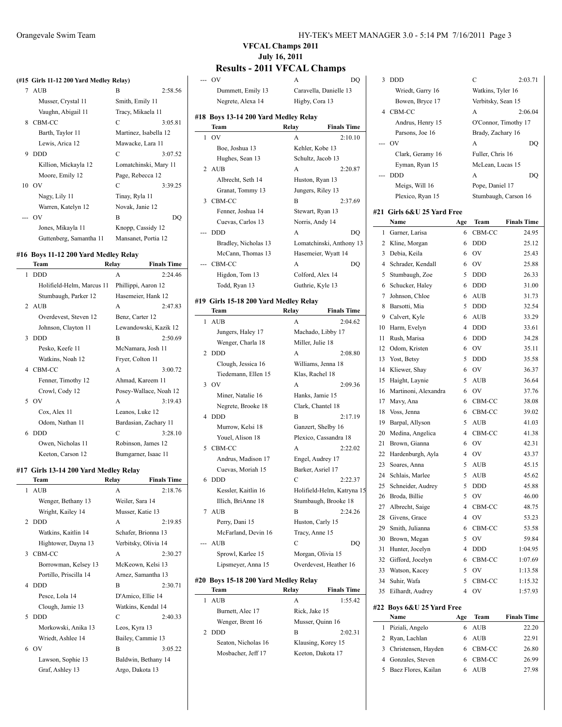# VFCAL Champs 2011

**July 16, 2011**

## Results - 2011 VFCAL Champs

### (#15 Girls 11-12 200 Yard Medley Relay)

| Place | Team | Relay | Finals Time |
|---|---|---|---|
| 7 | AUB | B | 2:58.56 |
| | Musser, Crystal 11 | Smith, Emily 11 | |
| | Vaughn, Abigail 11 | Tracy, Mikaela 11 | |
| 8 | CBM-CC | C | 3:05.81 |
| | Barth, Taylor 11 | Martinez, Isabella 12 | |
| | Lewis, Arica 12 | Mawacke, Lara 11 | |
| 9 | DDD | C | 3:07.52 |
| | Killion, Mickayla 12 | Lomatchinski, Mary 11 | |
| | Moore, Emily 12 | Page, Rebecca 12 | |
| 10 | OV | C | 3:39.25 |
| | Nagy, Lily 11 | Tinay, Ryla 11 | |
| | Warren, Katelyn 12 | Novak, Janie 12 | |
| --- | OV | B | DQ |
| | Jones, Mikayla 11 | Knopp, Cassidy 12 | |
| | Guttenberg, Samantha 11 | Mansanet, Portia 12 | |

### #16 Boys 11-12 200 Yard Medley Relay

| Place | Team | Relay | Finals Time |
|---|---|---|---|
| 1 | DDD | A | 2:24.46 |
| | Holifield-Helm, Marcus 11 | Phillippi, Aaron 12 | |
| | Stumbaugh, Parker 12 | Hasemeier, Hank 12 | |
| 2 | AUB | A | 2:47.83 |
| | Overdevest, Steven 12 | Benz, Carter 12 | |
| | Johnson, Clayton 11 | Lewandowski, Kazik 12 | |
| 3 | DDD | B | 2:50.69 |
| | Pesko, Keefe 11 | McNamara, Josh 11 | |
| | Watkins, Noah 12 | Fryer, Colton 11 | |
| 4 | CBM-CC | A | 3:00.72 |
| | Fenner, Timothy 12 | Ahmad, Kareem 11 | |
| | Crowl, Cody 12 | Posey-Wallace, Noah 12 | |
| 5 | OV | A | 3:19.43 |
| | Cox, Alex 11 | Leanos, Luke 12 | |
| | Odom, Nathan 11 | Bardasian, Zachary 11 | |
| 6 | DDD | C | 3:28.10 |
| | Owen, Nicholas 11 | Robinson, James 12 | |
| | Keeton, Carson 12 | Bumgarner, Isaac 11 | |

### #17 Girls 13-14 200 Yard Medley Relay

| Place | Team | Relay | Finals Time |
|---|---|---|---|
| 1 | AUB | A | 2:18.76 |
| | Wenger, Bethany 13 | Weiler, Sara 14 | |
| | Wright, Kailey 14 | Musser, Katie 13 | |
| 2 | DDD | A | 2:19.85 |
| | Watkins, Kaitlin 14 | Schafer, Brionna 13 | |
| | Hightower, Dayna 13 | Verbitsky, Olivia 14 | |
| 3 | CBM-CC | A | 2:30.27 |
| | Borrowman, Kelsey 13 | McKeown, Kelsi 13 | |
| | Portillo, Priscilla 14 | Arnez, Samantha 13 | |
| 4 | DDD | B | 2:30.71 |
| | Pesce, Lola 14 | D'Amico, Ellie 14 | |
| | Clough, Jamie 13 | Watkins, Kendal 14 | |
| 5 | DDD | C | 2:40.33 |
| | Morkowski, Anika 13 | Leos, Kyra 13 | |
| | Wriedt, Ashlee 14 | Bailey, Cammie 13 | |
| 6 | OV | B | 3:05.22 |
| | Lawson, Sophie 13 | Baldwin, Bethany 14 | |
| | Graf, Ashley 13 | Argo, Dakota 13 | |
| --- | OV | A | DQ |
| | Dummett, Emily 13 | Caravella, Danielle 13 | |
| | Negrete, Alexa 14 | Higby, Cora 13 | |

### #18 Boys 13-14 200 Yard Medley Relay

| Place | Team | Relay | Finals Time |
|---|---|---|---|
| 1 | OV | A | 2:10.10 |
| | Boe, Joshua 13 | Kehler, Kobe 13 | |
| | Hughes, Sean 13 | Schultz, Jacob 13 | |
| 2 | AUB | A | 2:20.87 |
| | Albrecht, Seth 14 | Huston, Ryan 13 | |
| | Granat, Tommy 13 | Jungers, Riley 13 | |
| 3 | CBM-CC | B | 2:37.69 |
| | Fenner, Joshua 14 | Stewart, Ryan 13 | |
| | Cuevas, Carlos 13 | Norris, Andy 14 | |
| --- | DDD | A | DQ |
| | Bradley, Nicholas 13 | Lomatchinski, Anthony 13 | |
| | McCann, Thomas 13 | Hasemeier, Wyatt 14 | |
| --- | CBM-CC | A | DQ |
| | Higdon, Tom 13 | Colford, Alex 14 | |
| | Todd, Ryan 13 | Guthrie, Kyle 13 | |

### #19 Girls 15-18 200 Yard Medley Relay

| Place | Team | Relay | Finals Time |
|---|---|---|---|
| 1 | AUB | A | 2:04.62 |
| | Jungers, Haley 17 | Machado, Libby 17 | |
| | Wenger, Charla 18 | Miller, Julie 18 | |
| 2 | DDD | A | 2:08.80 |
| | Clough, Jessica 16 | Williams, Jenna 18 | |
| | Tiedemann, Ellen 15 | Klas, Rachel 18 | |
| 3 | OV | A | 2:09.36 |
| | Miner, Natalie 16 | Hanks, Jamie 15 | |
| | Negrete, Brooke 18 | Clark, Chantel 18 | |
| 4 | DDD | B | 2:17.19 |
| | Murrow, Kelsi 18 | Ganzert, Shelby 16 | |
| | Youel, Alison 18 | Plexico, Cassandra 18 | |
| 5 | CBM-CC | A | 2:22.02 |
| | Andrus, Madison 17 | Engel, Audrey 17 | |
| | Cuevas, Moriah 15 | Barker, Asriel 17 | |
| 6 | DDD | C | 2:22.37 |
| | Kessler, Kaitlin 16 | Holifield-Helm, Katryna 15 | |
| | Illich, BriAnne 18 | Stumbaugh, Brooke 18 | |
| 7 | AUB | B | 2:24.26 |
| | Perry, Dani 15 | Huston, Carly 15 | |
| | McFarland, Devin 16 | Tracy, Anne 15 | |
| --- | AUB | C | DQ |
| | Sprowl, Karlee 15 | Morgan, Olivia 15 | |
| | Lipsmeyer, Anna 15 | Overdevest, Heather 16 | |

### #20 Boys 15-18 200 Yard Medley Relay

| Place | Team | Relay | Finals Time |
|---|---|---|---|
| 1 | AUB | A | 1:55.42 |
| | Burnett, Alec 17 | Rick, Jake 15 | |
| | Wenger, Brent 16 | Musser, Quinn 16 | |
| 2 | DDD | B | 2:02.31 |
| | Seaton, Nicholas 16 | Klausing, Korey 15 | |
| | Mosbacher, Jeff 17 | Keeton, Dakota 17 | |
| 3 | DDD | C | 2:03.71 |
| | Wriedt, Garry 16 | Watkins, Tyler 16 | |
| | Bowen, Bryce 17 | Verbitsky, Sean 15 | |
| 4 | CBM-CC | A | 2:06.04 |
| | Andrus, Henry 15 | O'Connor, Timothy 17 | |
| | Parsons, Joe 16 | Brady, Zachary 16 | |
| --- | OV | A | DQ |
| | Clark, Geramy 16 | Fuller, Chris 16 | |
| | Eyman, Ryan 15 | McLean, Lucas 15 | |
| --- | DDD | A | DQ |
| | Meigs, Will 16 | Pope, Daniel 17 | |
| | Plexico, Ryan 15 | Stumbaugh, Carson 16 | |

### #21 Girls 6&U 25 Yard Free

| Place | Name | Age | Team | Finals Time |
|---|---|---|---|---|
| 1 | Garner, Larisa | 6 | CBM-CC | 24.95 |
| 2 | Kline, Morgan | 6 | DDD | 25.12 |
| 3 | Debia, Keila | 6 | OV | 25.43 |
| 4 | Schrader, Kendall | 6 | OV | 25.88 |
| 5 | Stumbaugh, Zoe | 5 | DDD | 26.33 |
| 6 | Schucker, Haley | 6 | DDD | 31.00 |
| 7 | Johnson, Chloe | 6 | AUB | 31.73 |
| 8 | Barsotti, Mia | 5 | DDD | 32.54 |
| 9 | Calvert, Kyle | 6 | AUB | 33.29 |
| 10 | Harm, Evelyn | 4 | DDD | 33.61 |
| 11 | Rush, Marisa | 6 | DDD | 34.28 |
| 12 | Odom, Kristen | 6 | OV | 35.11 |
| 13 | Yost, Betsy | 5 | DDD | 35.58 |
| 14 | Kliewer, Shay | 6 | OV | 36.37 |
| 15 | Haight, Laynie | 5 | AUB | 36.64 |
| 16 | Martinoni, Alexandra | 6 | OV | 37.76 |
| 17 | Mavy, Ana | 6 | CBM-CC | 38.08 |
| 18 | Voss, Jenna | 6 | CBM-CC | 39.02 |
| 19 | Barpal, Allyson | 5 | AUB | 41.03 |
| 20 | Medina, Angelica | 4 | CBM-CC | 41.38 |
| 21 | Brown, Gianna | 6 | OV | 42.31 |
| 22 | Hardenburgh, Ayla | 4 | OV | 43.37 |
| 23 | Soares, Anna | 5 | AUB | 45.15 |
| 24 | Schlais, Marlee | 5 | AUB | 45.62 |
| 25 | Schneider, Audrey | 5 | DDD | 45.88 |
| 26 | Broda, Billie | 5 | OV | 46.00 |
| 27 | Albrecht, Saige | 4 | CBM-CC | 48.75 |
| 28 | Givens, Grace | 4 | OV | 53.23 |
| 29 | Smith, Julianna | 6 | CBM-CC | 53.58 |
| 30 | Brown, Megan | 5 | OV | 59.84 |
| 31 | Hunter, Jocelyn | 4 | DDD | 1:04.95 |
| 32 | Gifford, Jocelyn | 6 | CBM-CC | 1:07.69 |
| 33 | Watson, Kacey | 5 | OV | 1:13.58 |
| 34 | Suhir, Wafa | 5 | CBM-CC | 1:15.32 |
| 35 | Eilhardt, Audrey | 4 | OV | 1:57.93 |

### #22 Boys 6&U 25 Yard Free

| Place | Name | Age | Team | Finals Time |
|---|---|---|---|---|
| 1 | Piziali, Angelo | 6 | AUB | 22.20 |
| 2 | Ryan, Lachlan | 6 | AUB | 22.91 |
| 3 | Christensen, Hayden | 6 | CBM-CC | 26.80 |
| 4 | Gonzales, Steven | 6 | CBM-CC | 26.99 |
| 5 | Baez Flores, Kailan | 6 | AUB | 27.98 |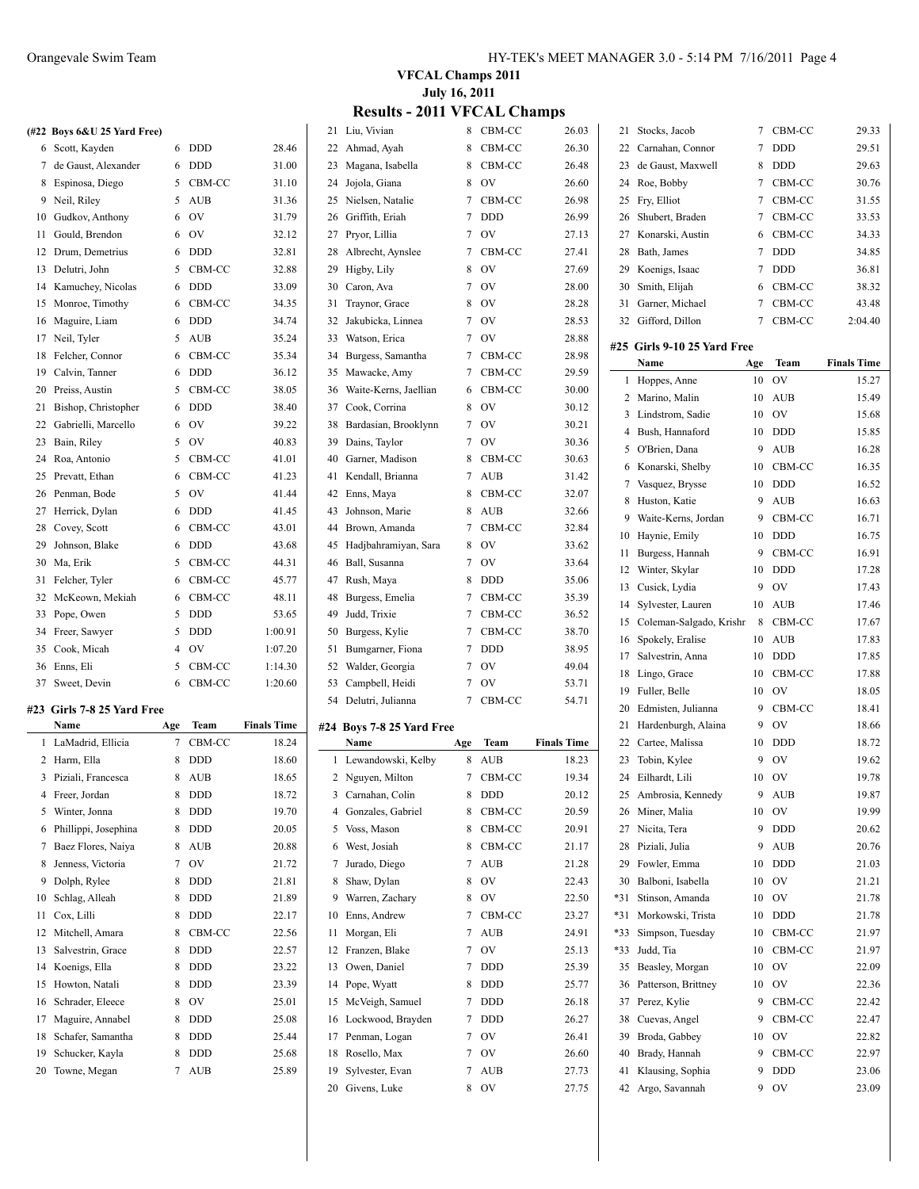## VFCAL Champs 2011

**July 16, 2011**

## Results - 2011 VFCAL Champs

### (#22 Boys 6&U 25 Yard Free)

| | Name | Age | Team | Finals Time |
|---|---|---|---|---|
| 6 | Scott, Kayden | 6 | DDD | 28.46 |
| 7 | de Gaust, Alexander | 6 | DDD | 31.00 |
| 8 | Espinosa, Diego | 5 | CBM-CC | 31.10 |
| 9 | Neil, Riley | 5 | AUB | 31.36 |
| 10 | Gudkov, Anthony | 6 | OV | 31.79 |
| 11 | Gould, Brendon | 6 | OV | 32.12 |
| 12 | Drum, Demetrius | 6 | DDD | 32.81 |
| 13 | Delutri, John | 5 | CBM-CC | 32.88 |
| 14 | Kamuchey, Nicolas | 6 | DDD | 33.09 |
| 15 | Monroe, Timothy | 6 | CBM-CC | 34.35 |
| 16 | Maguire, Liam | 6 | DDD | 34.74 |
| 17 | Neil, Tyler | 5 | AUB | 35.24 |
| 18 | Felcher, Connor | 6 | CBM-CC | 35.34 |
| 19 | Calvin, Tanner | 6 | DDD | 36.12 |
| 20 | Preiss, Austin | 5 | CBM-CC | 38.05 |
| 21 | Bishop, Christopher | 6 | DDD | 38.40 |
| 22 | Gabrielli, Marcello | 6 | OV | 39.22 |
| 23 | Bain, Riley | 5 | OV | 40.83 |
| 24 | Roa, Antonio | 5 | CBM-CC | 41.01 |
| 25 | Prevatt, Ethan | 6 | CBM-CC | 41.23 |
| 26 | Penman, Bode | 5 | OV | 41.44 |
| 27 | Herrick, Dylan | 6 | DDD | 41.45 |
| 28 | Covey, Scott | 6 | CBM-CC | 43.01 |
| 29 | Johnson, Blake | 6 | DDD | 43.68 |
| 30 | Ma, Erik | 5 | CBM-CC | 44.31 |
| 31 | Felcher, Tyler | 6 | CBM-CC | 45.77 |
| 32 | McKeown, Mekiah | 6 | CBM-CC | 48.11 |
| 33 | Pope, Owen | 5 | DDD | 53.65 |
| 34 | Freer, Sawyer | 5 | DDD | 1:00.91 |
| 35 | Cook, Micah | 4 | OV | 1:07.20 |
| 36 | Enns, Eli | 5 | CBM-CC | 1:14.30 |
| 37 | Sweet, Devin | 6 | CBM-CC | 1:20.60 |

### #23 Girls 7-8 25 Yard Free

| | Name | Age | Team | Finals Time |
|---|---|---|---|---|
| 1 | LaMadrid, Ellicia | 7 | CBM-CC | 18.24 |
| 2 | Harm, Ella | 8 | DDD | 18.60 |
| 3 | Piziali, Francesca | 8 | AUB | 18.65 |
| 4 | Freer, Jordan | 8 | DDD | 18.72 |
| 5 | Winter, Jonna | 8 | DDD | 19.70 |
| 6 | Phillippi, Josephina | 8 | DDD | 20.05 |
| 7 | Baez Flores, Naiya | 8 | AUB | 20.88 |
| 8 | Jenness, Victoria | 7 | OV | 21.72 |
| 9 | Dolph, Rylee | 8 | DDD | 21.81 |
| 10 | Schlag, Alleah | 8 | DDD | 21.89 |
| 11 | Cox, Lilli | 8 | DDD | 22.17 |
| 12 | Mitchell, Amara | 8 | CBM-CC | 22.56 |
| 13 | Salvestrin, Grace | 8 | DDD | 22.57 |
| 14 | Koenigs, Ella | 8 | DDD | 23.22 |
| 15 | Howton, Natali | 8 | DDD | 23.39 |
| 16 | Schrader, Eleece | 8 | OV | 25.01 |
| 17 | Maguire, Annabel | 8 | DDD | 25.08 |
| 18 | Schafer, Samantha | 8 | DDD | 25.44 |
| 19 | Schucker, Kayla | 8 | DDD | 25.68 |
| 20 | Towne, Megan | 7 | AUB | 25.89 |
| 21 | Liu, Vivian | 8 | CBM-CC | 26.03 |
| 22 | Ahmad, Ayah | 8 | CBM-CC | 26.30 |
| 23 | Magana, Isabella | 8 | CBM-CC | 26.48 |
| 24 | Jojola, Giana | 8 | OV | 26.60 |
| 25 | Nielsen, Natalie | 7 | CBM-CC | 26.98 |
| 26 | Griffith, Eriah | 7 | DDD | 26.99 |
| 27 | Pryor, Lillia | 7 | OV | 27.13 |
| 28 | Albrecht, Aynslee | 7 | CBM-CC | 27.41 |
| 29 | Higby, Lily | 8 | OV | 27.69 |
| 30 | Caron, Ava | 7 | OV | 28.00 |
| 31 | Traynor, Grace | 8 | OV | 28.28 |
| 32 | Jakubicka, Linnea | 7 | OV | 28.53 |
| 33 | Watson, Erica | 7 | OV | 28.88 |
| 34 | Burgess, Samantha | 7 | CBM-CC | 28.98 |
| 35 | Mawacke, Amy | 7 | CBM-CC | 29.59 |
| 36 | Waite-Kerns, Jaellian | 6 | CBM-CC | 30.00 |
| 37 | Cook, Corrina | 8 | OV | 30.12 |
| 38 | Bardasian, Brooklynn | 7 | OV | 30.21 |
| 39 | Dains, Taylor | 7 | OV | 30.36 |
| 40 | Garner, Madison | 8 | CBM-CC | 30.63 |
| 41 | Kendall, Brianna | 7 | AUB | 31.42 |
| 42 | Enns, Maya | 8 | CBM-CC | 32.07 |
| 43 | Johnson, Marie | 8 | AUB | 32.66 |
| 44 | Brown, Amanda | 7 | CBM-CC | 32.84 |
| 45 | Hadjbahramiyan, Sara | 8 | OV | 33.62 |
| 46 | Ball, Susanna | 7 | OV | 33.64 |
| 47 | Rush, Maya | 8 | DDD | 35.06 |
| 48 | Burgess, Emelia | 7 | CBM-CC | 35.39 |
| 49 | Judd, Trixie | 7 | CBM-CC | 36.52 |
| 50 | Burgess, Kylie | 7 | CBM-CC | 38.70 |
| 51 | Bumgarner, Fiona | 7 | DDD | 38.95 |
| 52 | Walder, Georgia | 7 | OV | 49.04 |
| 53 | Campbell, Heidi | 7 | OV | 53.71 |
| 54 | Delutri, Julianna | 7 | CBM-CC | 54.71 |

### #24 Boys 7-8 25 Yard Free

| | Name | Age | Team | Finals Time |
|---|---|---|---|---|
| 1 | Lewandowski, Kelby | 8 | AUB | 18.23 |
| 2 | Nguyen, Milton | 7 | CBM-CC | 19.34 |
| 3 | Carnahan, Colin | 8 | DDD | 20.12 |
| 4 | Gonzales, Gabriel | 8 | CBM-CC | 20.59 |
| 5 | Voss, Mason | 8 | CBM-CC | 20.91 |
| 6 | West, Josiah | 8 | CBM-CC | 21.17 |
| 7 | Jurado, Diego | 7 | AUB | 21.28 |
| 8 | Shaw, Dylan | 8 | OV | 22.43 |
| 9 | Warren, Zachary | 8 | OV | 22.50 |
| 10 | Enns, Andrew | 7 | CBM-CC | 23.27 |
| 11 | Morgan, Eli | 7 | AUB | 24.91 |
| 12 | Franzen, Blake | 7 | OV | 25.13 |
| 13 | Owen, Daniel | 7 | DDD | 25.39 |
| 14 | Pope, Wyatt | 8 | DDD | 25.77 |
| 15 | McVeigh, Samuel | 7 | DDD | 26.18 |
| 16 | Lockwood, Brayden | 7 | DDD | 26.27 |
| 17 | Penman, Logan | 7 | OV | 26.41 |
| 18 | Rosello, Max | 7 | OV | 26.60 |
| 19 | Sylvester, Evan | 7 | AUB | 27.73 |
| 20 | Givens, Luke | 8 | OV | 27.75 |
| 21 | Stocks, Jacob | 7 | CBM-CC | 29.33 |
| 22 | Carnahan, Connor | 7 | DDD | 29.51 |
| 23 | de Gaust, Maxwell | 8 | DDD | 29.63 |
| 24 | Roe, Bobby | 7 | CBM-CC | 30.76 |
| 25 | Fry, Elliot | 7 | CBM-CC | 31.55 |
| 26 | Shubert, Braden | 7 | CBM-CC | 33.53 |
| 27 | Konarski, Austin | 6 | CBM-CC | 34.33 |
| 28 | Bath, James | 7 | DDD | 34.85 |
| 29 | Koenigs, Isaac | 7 | DDD | 36.81 |
| 30 | Smith, Elijah | 6 | CBM-CC | 38.32 |
| 31 | Garner, Michael | 7 | CBM-CC | 43.48 |
| 32 | Gifford, Dillon | 7 | CBM-CC | 2:04.40 |

### #25 Girls 9-10 25 Yard Free

| | Name | Age | Team | Finals Time |
|---|---|---|---|---|
| 1 | Hoppes, Anne | 10 | OV | 15.27 |
| 2 | Marino, Malin | 10 | AUB | 15.49 |
| 3 | Lindstrom, Sadie | 10 | OV | 15.68 |
| 4 | Bush, Hannaford | 10 | DDD | 15.85 |
| 5 | O'Brien, Dana | 9 | AUB | 16.28 |
| 6 | Konarski, Shelby | 10 | CBM-CC | 16.35 |
| 7 | Vasquez, Brysse | 10 | DDD | 16.52 |
| 8 | Huston, Katie | 9 | AUB | 16.63 |
| 9 | Waite-Kerns, Jordan | 9 | CBM-CC | 16.71 |
| 10 | Haynie, Emily | 10 | DDD | 16.75 |
| 11 | Burgess, Hannah | 9 | CBM-CC | 16.91 |
| 12 | Winter, Skylar | 10 | DDD | 17.28 |
| 13 | Cusick, Lydia | 9 | OV | 17.43 |
| 14 | Sylvester, Lauren | 10 | AUB | 17.46 |
| 15 | Coleman-Salgado, Krishr | 8 | CBM-CC | 17.67 |
| 16 | Spokely, Eralise | 10 | AUB | 17.83 |
| 17 | Salvestrin, Anna | 10 | DDD | 17.85 |
| 18 | Lingo, Grace | 10 | CBM-CC | 17.88 |
| 19 | Fuller, Belle | 10 | OV | 18.05 |
| 20 | Edmisten, Julianna | 9 | CBM-CC | 18.41 |
| 21 | Hardenburgh, Alaina | 9 | OV | 18.66 |
| 22 | Cartee, Malissa | 10 | DDD | 18.72 |
| 23 | Tobin, Kylee | 9 | OV | 19.62 |
| 24 | Eilhardt, Lili | 10 | OV | 19.78 |
| 25 | Ambrosia, Kennedy | 9 | AUB | 19.87 |
| 26 | Miner, Malia | 10 | OV | 19.99 |
| 27 | Nicita, Tera | 9 | DDD | 20.62 |
| 28 | Piziali, Julia | 9 | AUB | 20.76 |
| 29 | Fowler, Emma | 10 | DDD | 21.03 |
| 30 | Balboni, Isabella | 10 | OV | 21.21 |
| *31 | Stinson, Amanda | 10 | OV | 21.78 |
| *31 | Morkowski, Trista | 10 | DDD | 21.78 |
| *33 | Simpson, Tuesday | 10 | CBM-CC | 21.97 |
| *33 | Judd, Tia | 10 | CBM-CC | 21.97 |
| 35 | Beasley, Morgan | 10 | OV | 22.09 |
| 36 | Patterson, Brittney | 10 | OV | 22.36 |
| 37 | Perez, Kylie | 9 | CBM-CC | 22.42 |
| 38 | Cuevas, Angel | 9 | CBM-CC | 22.47 |
| 39 | Broda, Gabbey | 10 | OV | 22.82 |
| 40 | Brady, Hannah | 9 | CBM-CC | 22.97 |
| 41 | Klausing, Sophia | 9 | DDD | 23.06 |
| 42 | Argo, Savannah | 9 | OV | 23.09 |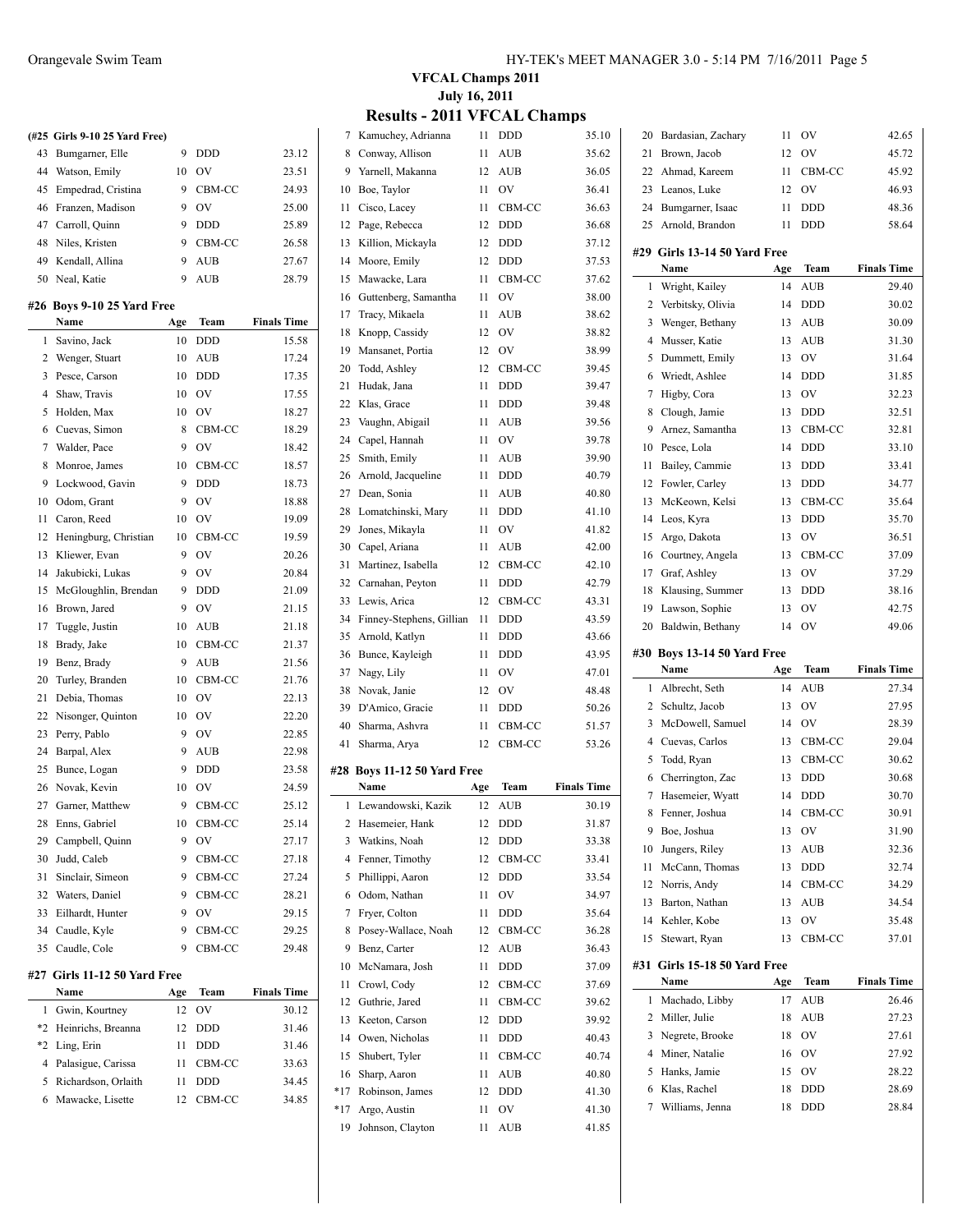## VFCAL Champs 2011

**July 16, 2011**

## Results - 2011 VFCAL Champs

### (#25 Girls 9-10 25 Yard Free)

| | Name | Age | Team | Finals Time |
|---|---|---|---|---|
| 43 | Bumgarner, Elle | 9 | DDD | 23.12 |
| 44 | Watson, Emily | 10 | OV | 23.51 |
| 45 | Empedrad, Cristina | 9 | CBM-CC | 24.93 |
| 46 | Franzen, Madison | 9 | OV | 25.00 |
| 47 | Carroll, Quinn | 9 | DDD | 25.89 |
| 48 | Niles, Kristen | 9 | CBM-CC | 26.58 |
| 49 | Kendall, Allina | 9 | AUB | 27.67 |
| 50 | Neal, Katie | 9 | AUB | 28.79 |

### #26 Boys 9-10 25 Yard Free

| | Name | Age | Team | Finals Time |
|---|---|---|---|---|
| 1 | Savino, Jack | 10 | DDD | 15.58 |
| 2 | Wenger, Stuart | 10 | AUB | 17.24 |
| 3 | Pesce, Carson | 10 | DDD | 17.35 |
| 4 | Shaw, Travis | 10 | OV | 17.55 |
| 5 | Holden, Max | 10 | OV | 18.27 |
| 6 | Cuevas, Simon | 8 | CBM-CC | 18.29 |
| 7 | Walder, Pace | 9 | OV | 18.42 |
| 8 | Monroe, James | 10 | CBM-CC | 18.57 |
| 9 | Lockwood, Gavin | 9 | DDD | 18.73 |
| 10 | Odom, Grant | 9 | OV | 18.88 |
| 11 | Caron, Reed | 10 | OV | 19.09 |
| 12 | Heningburg, Christian | 10 | CBM-CC | 19.59 |
| 13 | Kliewer, Evan | 9 | OV | 20.26 |
| 14 | Jakubicki, Lukas | 9 | OV | 20.84 |
| 15 | McGloughlin, Brendan | 9 | DDD | 21.09 |
| 16 | Brown, Jared | 9 | OV | 21.15 |
| 17 | Tuggle, Justin | 10 | AUB | 21.18 |
| 18 | Brady, Jake | 10 | CBM-CC | 21.37 |
| 19 | Benz, Brady | 9 | AUB | 21.56 |
| 20 | Turley, Branden | 10 | CBM-CC | 21.76 |
| 21 | Debia, Thomas | 10 | OV | 22.13 |
| 22 | Nisonger, Quinton | 10 | OV | 22.20 |
| 23 | Perry, Pablo | 9 | OV | 22.85 |
| 24 | Barpal, Alex | 9 | AUB | 22.98 |
| 25 | Bunce, Logan | 9 | DDD | 23.58 |
| 26 | Novak, Kevin | 10 | OV | 24.59 |
| 27 | Garner, Matthew | 9 | CBM-CC | 25.12 |
| 28 | Enns, Gabriel | 10 | CBM-CC | 25.14 |
| 29 | Campbell, Quinn | 9 | OV | 27.17 |
| 30 | Judd, Caleb | 9 | CBM-CC | 27.18 |
| 31 | Sinclair, Simeon | 9 | CBM-CC | 27.24 |
| 32 | Waters, Daniel | 9 | CBM-CC | 28.21 |
| 33 | Eilhardt, Hunter | 9 | OV | 29.15 |
| 34 | Caudle, Kyle | 9 | CBM-CC | 29.25 |
| 35 | Caudle, Cole | 9 | CBM-CC | 29.48 |

### #27 Girls 11-12 50 Yard Free

| | Name | Age | Team | Finals Time |
|---|---|---|---|---|
| 1 | Gwin, Kourtney | 12 | OV | 30.12 |
| *2 | Heinrichs, Breanna | 12 | DDD | 31.46 |
| *2 | Ling, Erin | 11 | DDD | 31.46 |
| 4 | Palasigue, Carissa | 11 | CBM-CC | 33.63 |
| 5 | Richardson, Orlaith | 11 | DDD | 34.45 |
| 6 | Mawacke, Lisette | 12 | CBM-CC | 34.85 |
| 7 | Kamuchey, Adrianna | 11 | DDD | 35.10 |
| 8 | Conway, Allison | 11 | AUB | 35.62 |
| 9 | Yarnell, Makanna | 12 | AUB | 36.05 |
| 10 | Boe, Taylor | 11 | OV | 36.41 |
| 11 | Cisco, Lacey | 11 | CBM-CC | 36.63 |
| 12 | Page, Rebecca | 12 | DDD | 36.68 |
| 13 | Killion, Mickayla | 12 | DDD | 37.12 |
| 14 | Moore, Emily | 12 | DDD | 37.53 |
| 15 | Mawacke, Lara | 11 | CBM-CC | 37.62 |
| 16 | Guttenberg, Samantha | 11 | OV | 38.00 |
| 17 | Tracy, Mikaela | 11 | AUB | 38.62 |
| 18 | Knopp, Cassidy | 12 | OV | 38.82 |
| 19 | Mansanet, Portia | 12 | OV | 38.99 |
| 20 | Todd, Ashley | 12 | CBM-CC | 39.45 |
| 21 | Hudak, Jana | 11 | DDD | 39.47 |
| 22 | Klas, Grace | 11 | DDD | 39.48 |
| 23 | Vaughn, Abigail | 11 | AUB | 39.56 |
| 24 | Capel, Hannah | 11 | OV | 39.78 |
| 25 | Smith, Emily | 11 | AUB | 39.90 |
| 26 | Arnold, Jacqueline | 11 | DDD | 40.79 |
| 27 | Dean, Sonia | 11 | AUB | 40.80 |
| 28 | Lomatchinski, Mary | 11 | DDD | 41.10 |
| 29 | Jones, Mikayla | 11 | OV | 41.82 |
| 30 | Capel, Ariana | 11 | AUB | 42.00 |
| 31 | Martinez, Isabella | 12 | CBM-CC | 42.10 |
| 32 | Carnahan, Peyton | 11 | DDD | 42.79 |
| 33 | Lewis, Arica | 12 | CBM-CC | 43.31 |
| 34 | Finney-Stephens, Gillian | 11 | DDD | 43.59 |
| 35 | Arnold, Katlyn | 11 | DDD | 43.66 |
| 36 | Bunce, Kayleigh | 11 | DDD | 43.95 |
| 37 | Nagy, Lily | 11 | OV | 47.01 |
| 38 | Novak, Janie | 12 | OV | 48.48 |
| 39 | D'Amico, Gracie | 11 | DDD | 50.26 |
| 40 | Sharma, Ashvra | 11 | CBM-CC | 51.57 |
| 41 | Sharma, Arya | 12 | CBM-CC | 53.26 |

### #28 Boys 11-12 50 Yard Free

| | Name | Age | Team | Finals Time |
|---|---|---|---|---|
| 1 | Lewandowski, Kazik | 12 | AUB | 30.19 |
| 2 | Hasemeier, Hank | 12 | DDD | 31.87 |
| 3 | Watkins, Noah | 12 | DDD | 33.38 |
| 4 | Fenner, Timothy | 12 | CBM-CC | 33.41 |
| 5 | Phillippi, Aaron | 12 | DDD | 33.54 |
| 6 | Odom, Nathan | 11 | OV | 34.97 |
| 7 | Fryer, Colton | 11 | DDD | 35.64 |
| 8 | Posey-Wallace, Noah | 12 | CBM-CC | 36.28 |
| 9 | Benz, Carter | 12 | AUB | 36.43 |
| 10 | McNamara, Josh | 11 | DDD | 37.09 |
| 11 | Crowl, Cody | 12 | CBM-CC | 37.69 |
| 12 | Guthrie, Jared | 11 | CBM-CC | 39.62 |
| 13 | Keeton, Carson | 12 | DDD | 39.92 |
| 14 | Owen, Nicholas | 11 | DDD | 40.43 |
| 15 | Shubert, Tyler | 11 | CBM-CC | 40.74 |
| 16 | Sharp, Aaron | 11 | AUB | 40.80 |
| *17 | Robinson, James | 12 | DDD | 41.30 |
| *17 | Argo, Austin | 11 | OV | 41.30 |
| 19 | Johnson, Clayton | 11 | AUB | 41.85 |
| 20 | Bardasian, Zachary | 11 | OV | 42.65 |
| 21 | Brown, Jacob | 12 | OV | 45.72 |
| 22 | Ahmad, Kareem | 11 | CBM-CC | 45.92 |
| 23 | Leanos, Luke | 12 | OV | 46.93 |
| 24 | Bumgarner, Isaac | 11 | DDD | 48.36 |
| 25 | Arnold, Brandon | 11 | DDD | 58.64 |

### #29 Girls 13-14 50 Yard Free

| | Name | Age | Team | Finals Time |
|---|---|---|---|---|
| 1 | Wright, Kailey | 14 | AUB | 29.40 |
| 2 | Verbitsky, Olivia | 14 | DDD | 30.02 |
| 3 | Wenger, Bethany | 13 | AUB | 30.09 |
| 4 | Musser, Katie | 13 | AUB | 31.30 |
| 5 | Dummett, Emily | 13 | OV | 31.64 |
| 6 | Wriedt, Ashlee | 14 | DDD | 31.85 |
| 7 | Higby, Cora | 13 | OV | 32.23 |
| 8 | Clough, Jamie | 13 | DDD | 32.51 |
| 9 | Arnez, Samantha | 13 | CBM-CC | 32.81 |
| 10 | Pesce, Lola | 14 | DDD | 33.10 |
| 11 | Bailey, Cammie | 13 | DDD | 33.41 |
| 12 | Fowler, Carley | 13 | DDD | 34.77 |
| 13 | McKeown, Kelsi | 13 | CBM-CC | 35.64 |
| 14 | Leos, Kyra | 13 | DDD | 35.70 |
| 15 | Argo, Dakota | 13 | OV | 36.51 |
| 16 | Courtney, Angela | 13 | CBM-CC | 37.09 |
| 17 | Graf, Ashley | 13 | OV | 37.29 |
| 18 | Klausing, Summer | 13 | DDD | 38.16 |
| 19 | Lawson, Sophie | 13 | OV | 42.75 |
| 20 | Baldwin, Bethany | 14 | OV | 49.06 |

### #30 Boys 13-14 50 Yard Free

| | Name | Age | Team | Finals Time |
|---|---|---|---|---|
| 1 | Albrecht, Seth | 14 | AUB | 27.34 |
| 2 | Schultz, Jacob | 13 | OV | 27.95 |
| 3 | McDowell, Samuel | 14 | OV | 28.39 |
| 4 | Cuevas, Carlos | 13 | CBM-CC | 29.04 |
| 5 | Todd, Ryan | 13 | CBM-CC | 30.62 |
| 6 | Cherrington, Zac | 13 | DDD | 30.68 |
| 7 | Hasemeier, Wyatt | 14 | DDD | 30.70 |
| 8 | Fenner, Joshua | 14 | CBM-CC | 30.91 |
| 9 | Boe, Joshua | 13 | OV | 31.90 |
| 10 | Jungers, Riley | 13 | AUB | 32.36 |
| 11 | McCann, Thomas | 13 | DDD | 32.74 |
| 12 | Norris, Andy | 14 | CBM-CC | 34.29 |
| 13 | Barton, Nathan | 13 | AUB | 34.54 |
| 14 | Kehler, Kobe | 13 | OV | 35.48 |
| 15 | Stewart, Ryan | 13 | CBM-CC | 37.01 |

### #31 Girls 15-18 50 Yard Free

| | Name | Age | Team | Finals Time |
|---|---|---|---|---|
| 1 | Machado, Libby | 17 | AUB | 26.46 |
| 2 | Miller, Julie | 18 | AUB | 27.23 |
| 3 | Negrete, Brooke | 18 | OV | 27.61 |
| 4 | Miner, Natalie | 16 | OV | 27.92 |
| 5 | Hanks, Jamie | 15 | OV | 28.22 |
| 6 | Klas, Rachel | 18 | DDD | 28.69 |
| 7 | Williams, Jenna | 18 | DDD | 28.84 |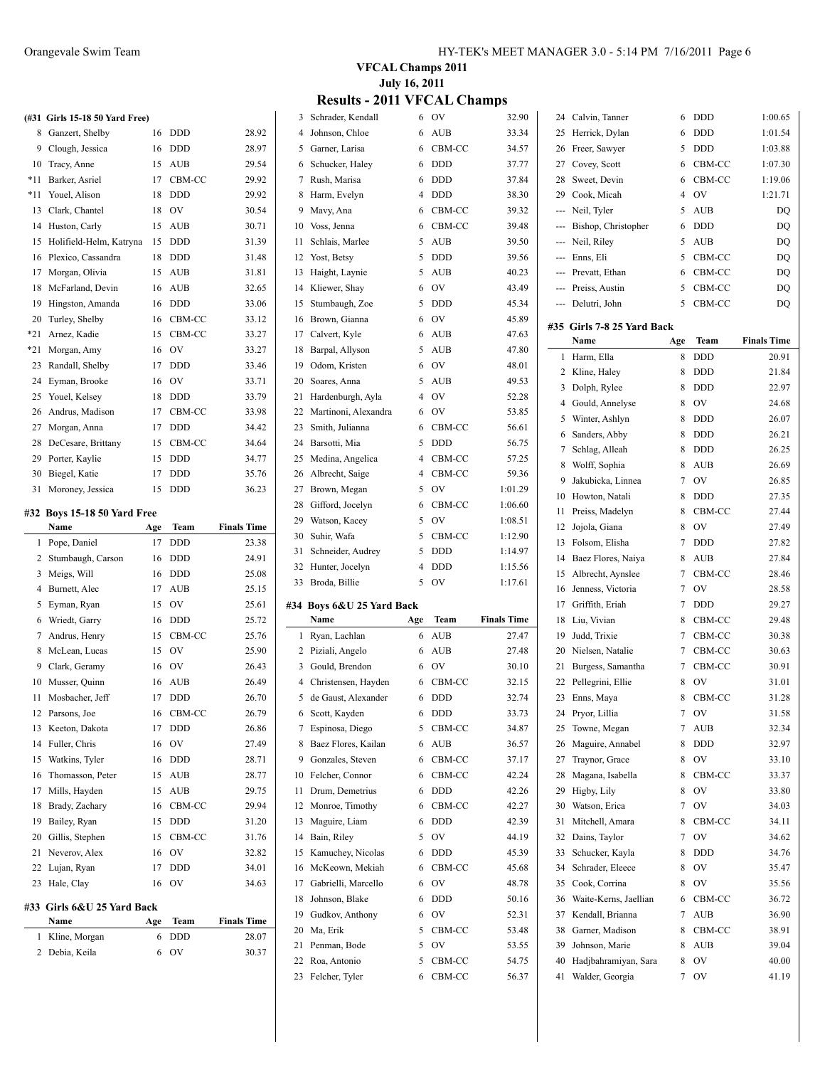## VFCAL Champs 2011

## July 16, 2011

# Results - 2011 VFCAL Champs

### (#31 Girls 15-18 50 Yard Free)

| | Name | Age | Team | Finals Time |
|---|---|---|---|---|
| 8 | Ganzert, Shelby | 16 | DDD | 28.92 |
| 9 | Clough, Jessica | 16 | DDD | 28.97 |
| 10 | Tracy, Anne | 15 | AUB | 29.54 |
| *11 | Barker, Asriel | 17 | CBM-CC | 29.92 |
| *11 | Youel, Alison | 18 | DDD | 29.92 |
| 13 | Clark, Chantel | 18 | OV | 30.54 |
| 14 | Huston, Carly | 15 | AUB | 30.71 |
| 15 | Holifield-Helm, Katryna | 15 | DDD | 31.39 |
| 16 | Plexico, Cassandra | 18 | DDD | 31.48 |
| 17 | Morgan, Olivia | 15 | AUB | 31.81 |
| 18 | McFarland, Devin | 16 | AUB | 32.65 |
| 19 | Hingston, Amanda | 16 | DDD | 33.06 |
| 20 | Turley, Shelby | 16 | CBM-CC | 33.12 |
| *21 | Arnez, Kadie | 15 | CBM-CC | 33.27 |
| *21 | Morgan, Amy | 16 | OV | 33.27 |
| 23 | Randall, Shelby | 17 | DDD | 33.46 |
| 24 | Eyman, Brooke | 16 | OV | 33.71 |
| 25 | Youel, Kelsey | 18 | DDD | 33.79 |
| 26 | Andrus, Madison | 17 | CBM-CC | 33.98 |
| 27 | Morgan, Anna | 17 | DDD | 34.42 |
| 28 | DeCesare, Brittany | 15 | CBM-CC | 34.64 |
| 29 | Porter, Kaylie | 15 | DDD | 34.77 |
| 30 | Biegel, Katie | 17 | DDD | 35.76 |
| 31 | Moroney, Jessica | 15 | DDD | 36.23 |

### #32 Boys 15-18 50 Yard Free

| | Name | Age | Team | Finals Time |
|---|---|---|---|---|
| 1 | Pope, Daniel | 17 | DDD | 23.38 |
| 2 | Stumbaugh, Carson | 16 | DDD | 24.91 |
| 3 | Meigs, Will | 16 | DDD | 25.08 |
| 4 | Burnett, Alec | 17 | AUB | 25.15 |
| 5 | Eyman, Ryan | 15 | OV | 25.61 |
| 6 | Wriedt, Garry | 16 | DDD | 25.72 |
| 7 | Andrus, Henry | 15 | CBM-CC | 25.76 |
| 8 | McLean, Lucas | 15 | OV | 25.90 |
| 9 | Clark, Geramy | 16 | OV | 26.43 |
| 10 | Musser, Quinn | 16 | AUB | 26.49 |
| 11 | Mosbacher, Jeff | 17 | DDD | 26.70 |
| 12 | Parsons, Joe | 16 | CBM-CC | 26.79 |
| 13 | Keeton, Dakota | 17 | DDD | 26.86 |
| 14 | Fuller, Chris | 16 | OV | 27.49 |
| 15 | Watkins, Tyler | 16 | DDD | 28.71 |
| 16 | Thomasson, Peter | 15 | AUB | 28.77 |
| 17 | Mills, Hayden | 15 | AUB | 29.75 |
| 18 | Brady, Zachary | 16 | CBM-CC | 29.94 |
| 19 | Bailey, Ryan | 15 | DDD | 31.20 |
| 20 | Gillis, Stephen | 15 | CBM-CC | 31.76 |
| 21 | Neverov, Alex | 16 | OV | 32.82 |
| 22 | Lujan, Ryan | 17 | DDD | 34.01 |
| 23 | Hale, Clay | 16 | OV | 34.63 |

### #33 Girls 6&U 25 Yard Back

| | Name | Age | Team | Finals Time |
|---|---|---|---|---|
| 1 | Kline, Morgan | 6 | DDD | 28.07 |
| 2 | Debia, Keila | 6 | OV | 30.37 |
| 3 | Schrader, Kendall | 6 | OV | 32.90 |
| 4 | Johnson, Chloe | 6 | AUB | 33.34 |
| 5 | Garner, Larisa | 6 | CBM-CC | 34.57 |
| 6 | Schucker, Haley | 6 | DDD | 37.77 |
| 7 | Rush, Marisa | 6 | DDD | 37.84 |
| 8 | Harm, Evelyn | 4 | DDD | 38.30 |
| 9 | Mavy, Ana | 6 | CBM-CC | 39.32 |
| 10 | Voss, Jenna | 6 | CBM-CC | 39.48 |
| 11 | Schlais, Marlee | 5 | AUB | 39.50 |
| 12 | Yost, Betsy | 5 | DDD | 39.56 |
| 13 | Haight, Laynie | 5 | AUB | 40.23 |
| 14 | Kliewer, Shay | 6 | OV | 43.49 |
| 15 | Stumbaugh, Zoe | 5 | DDD | 45.34 |
| 16 | Brown, Gianna | 6 | OV | 45.89 |
| 17 | Calvert, Kyle | 6 | AUB | 47.63 |
| 18 | Barpal, Allyson | 5 | AUB | 47.80 |
| 19 | Odom, Kristen | 6 | OV | 48.01 |
| 20 | Soares, Anna | 5 | AUB | 49.53 |
| 21 | Hardenburgh, Ayla | 4 | OV | 52.28 |
| 22 | Martinoni, Alexandra | 6 | OV | 53.85 |
| 23 | Smith, Julianna | 6 | CBM-CC | 56.61 |
| 24 | Barsotti, Mia | 5 | DDD | 56.75 |
| 25 | Medina, Angelica | 4 | CBM-CC | 57.25 |
| 26 | Albrecht, Saige | 4 | CBM-CC | 59.36 |
| 27 | Brown, Megan | 5 | OV | 1:01.29 |
| 28 | Gifford, Jocelyn | 6 | CBM-CC | 1:06.60 |
| 29 | Watson, Kacey | 5 | OV | 1:08.51 |
| 30 | Suhir, Wafa | 5 | CBM-CC | 1:12.90 |
| 31 | Schneider, Audrey | 5 | DDD | 1:14.97 |
| 32 | Hunter, Jocelyn | 4 | DDD | 1:15.56 |
| 33 | Broda, Billie | 5 | OV | 1:17.61 |

### #34 Boys 6&U 25 Yard Back

| | Name | Age | Team | Finals Time |
|---|---|---|---|---|
| 1 | Ryan, Lachlan | 6 | AUB | 27.47 |
| 2 | Piziali, Angelo | 6 | AUB | 27.48 |
| 3 | Gould, Brendon | 6 | OV | 30.10 |
| 4 | Christensen, Hayden | 6 | CBM-CC | 32.15 |
| 5 | de Gaust, Alexander | 6 | DDD | 32.74 |
| 6 | Scott, Kayden | 6 | DDD | 33.73 |
| 7 | Espinosa, Diego | 5 | CBM-CC | 34.87 |
| 8 | Baez Flores, Kailan | 6 | AUB | 36.57 |
| 9 | Gonzales, Steven | 6 | CBM-CC | 37.17 |
| 10 | Felcher, Connor | 6 | CBM-CC | 42.24 |
| 11 | Drum, Demetrius | 6 | DDD | 42.26 |
| 12 | Monroe, Timothy | 6 | CBM-CC | 42.27 |
| 13 | Maguire, Liam | 6 | DDD | 42.39 |
| 14 | Bain, Riley | 5 | OV | 44.19 |
| 15 | Kamuchey, Nicolas | 6 | DDD | 45.39 |
| 16 | McKeown, Mekiah | 6 | CBM-CC | 45.68 |
| 17 | Gabrielli, Marcello | 6 | OV | 48.78 |
| 18 | Johnson, Blake | 6 | DDD | 50.16 |
| 19 | Gudkov, Anthony | 6 | OV | 52.31 |
| 20 | Ma, Erik | 5 | CBM-CC | 53.48 |
| 21 | Penman, Bode | 5 | OV | 53.55 |
| 22 | Roa, Antonio | 5 | CBM-CC | 54.75 |
| 23 | Felcher, Tyler | 6 | CBM-CC | 56.37 |
| 24 | Calvin, Tanner | 6 | DDD | 1:00.65 |
| 25 | Herrick, Dylan | 6 | DDD | 1:01.54 |
| 26 | Freer, Sawyer | 5 | DDD | 1:03.88 |
| 27 | Covey, Scott | 6 | CBM-CC | 1:07.30 |
| 28 | Sweet, Devin | 6 | CBM-CC | 1:19.06 |
| 29 | Cook, Micah | 4 | OV | 1:21.71 |
| --- | Neil, Tyler | 5 | AUB | DQ |
| --- | Bishop, Christopher | 6 | DDD | DQ |
| --- | Neil, Riley | 5 | AUB | DQ |
| --- | Enns, Eli | 5 | CBM-CC | DQ |
| --- | Prevatt, Ethan | 6 | CBM-CC | DQ |
| --- | Preiss, Austin | 5 | CBM-CC | DQ |
| --- | Delutri, John | 5 | CBM-CC | DQ |

### #35 Girls 7-8 25 Yard Back

| | Name | Age | Team | Finals Time |
|---|---|---|---|---|
| 1 | Harm, Ella | 8 | DDD | 20.91 |
| 2 | Kline, Haley | 8 | DDD | 21.84 |
| 3 | Dolph, Rylee | 8 | DDD | 22.97 |
| 4 | Gould, Annelyse | 8 | OV | 24.68 |
| 5 | Winter, Ashlyn | 8 | DDD | 26.07 |
| 6 | Sanders, Abby | 8 | DDD | 26.21 |
| 7 | Schlag, Alleah | 8 | DDD | 26.25 |
| 8 | Wolff, Sophia | 8 | AUB | 26.69 |
| 9 | Jakubicka, Linnea | 7 | OV | 26.85 |
| 10 | Howton, Natali | 8 | DDD | 27.35 |
| 11 | Preiss, Madelyn | 8 | CBM-CC | 27.44 |
| 12 | Jojola, Giana | 8 | OV | 27.49 |
| 13 | Folsom, Elisha | 7 | DDD | 27.82 |
| 14 | Baez Flores, Naiya | 8 | AUB | 27.84 |
| 15 | Albrecht, Aynslee | 7 | CBM-CC | 28.46 |
| 16 | Jenness, Victoria | 7 | OV | 28.58 |
| 17 | Griffith, Eriah | 7 | DDD | 29.27 |
| 18 | Liu, Vivian | 8 | CBM-CC | 29.48 |
| 19 | Judd, Trixie | 7 | CBM-CC | 30.38 |
| 20 | Nielsen, Natalie | 7 | CBM-CC | 30.63 |
| 21 | Burgess, Samantha | 7 | CBM-CC | 30.91 |
| 22 | Pellegrini, Ellie | 8 | OV | 31.01 |
| 23 | Enns, Maya | 8 | CBM-CC | 31.28 |
| 24 | Pryor, Lillia | 7 | OV | 31.58 |
| 25 | Towne, Megan | 7 | AUB | 32.34 |
| 26 | Maguire, Annabel | 8 | DDD | 32.97 |
| 27 | Traynor, Grace | 8 | OV | 33.10 |
| 28 | Magana, Isabella | 8 | CBM-CC | 33.37 |
| 29 | Higby, Lily | 8 | OV | 33.80 |
| 30 | Watson, Erica | 7 | OV | 34.03 |
| 31 | Mitchell, Amara | 8 | CBM-CC | 34.11 |
| 32 | Dains, Taylor | 7 | OV | 34.62 |
| 33 | Schucker, Kayla | 8 | DDD | 34.76 |
| 34 | Schrader, Eleece | 8 | OV | 35.47 |
| 35 | Cook, Corrina | 8 | OV | 35.56 |
| 36 | Waite-Kerns, Jaellian | 6 | CBM-CC | 36.72 |
| 37 | Kendall, Brianna | 7 | AUB | 36.90 |
| 38 | Garner, Madison | 8 | CBM-CC | 38.91 |
| 39 | Johnson, Marie | 8 | AUB | 39.04 |
| 40 | Hadjbahramiyan, Sara | 8 | OV | 40.00 |
| 41 | Walder, Georgia | 7 | OV | 41.19 |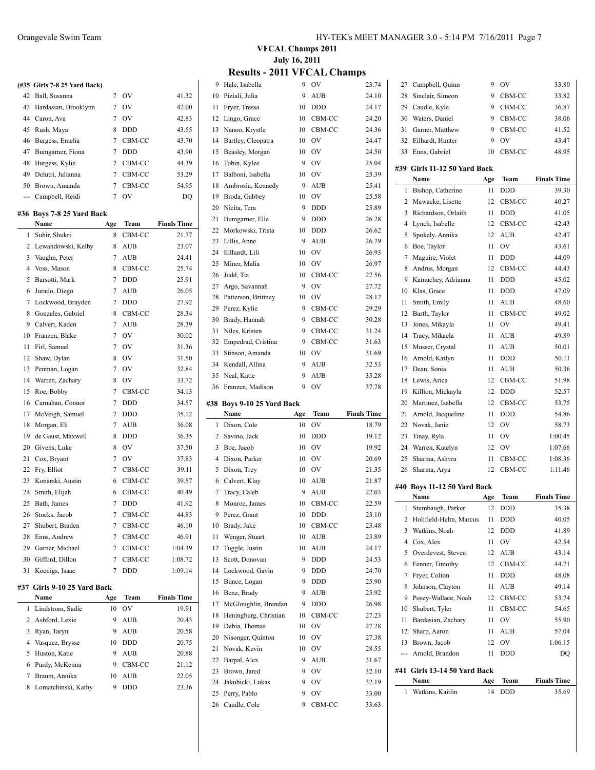# VFCAL Champs 2011

**July 16, 2011**

## Results - 2011 VFCAL Champs

### (#35 Girls 7-8 25 Yard Back)

| | Name | Age | Team | Finals Time |
|---|---|---|---|---|
| 42 | Ball, Susanna | 7 | OV | 41.32 |
| 43 | Bardasian, Brooklynn | 7 | OV | 42.00 |
| 44 | Caron, Ava | 7 | OV | 42.83 |
| 45 | Rush, Maya | 8 | DDD | 43.55 |
| 46 | Burgess, Emelia | 7 | CBM-CC | 43.70 |
| 47 | Bumgarner, Fiona | 7 | DDD | 43.90 |
| 48 | Burgess, Kylie | 7 | CBM-CC | 44.39 |
| 49 | Delutri, Julianna | 7 | CBM-CC | 53.29 |
| 50 | Brown, Amanda | 7 | CBM-CC | 54.95 |
| --- | Campbell, Heidi | 7 | OV | DQ |

### #36 Boys 7-8 25 Yard Back

| | Name | Age | Team | Finals Time |
|---|---|---|---|---|
| 1 | Suhir, Shukri | 8 | CBM-CC | 21.77 |
| 2 | Lewandowski, Kelby | 8 | AUB | 23.07 |
| 3 | Vaughn, Peter | 7 | AUB | 24.41 |
| 4 | Voss, Mason | 8 | CBM-CC | 25.74 |
| 5 | Barsotti, Mark | 7 | DDD | 25.91 |
| 6 | Jurado, Diego | 7 | AUB | 26.05 |
| 7 | Lockwood, Brayden | 7 | DDD | 27.92 |
| 8 | Gonzales, Gabriel | 8 | CBM-CC | 28.34 |
| 9 | Calvert, Kaden | 7 | AUB | 28.39 |
| 10 | Franzen, Blake | 7 | OV | 30.02 |
| 11 | Firl, Samuel | 7 | OV | 31.36 |
| 12 | Shaw, Dylan | 8 | OV | 31.50 |
| 13 | Penman, Logan | 7 | OV | 32.84 |
| 14 | Warren, Zachary | 8 | OV | 33.72 |
| 15 | Roe, Bobby | 7 | CBM-CC | 34.13 |
| 16 | Carnahan, Connor | 7 | DDD | 34.57 |
| 17 | McVeigh, Samuel | 7 | DDD | 35.12 |
| 18 | Morgan, Eli | 7 | AUB | 36.08 |
| 19 | de Gaust, Maxwell | 8 | DDD | 36.35 |
| 20 | Givens, Luke | 8 | OV | 37.50 |
| 21 | Cox, Bryant | 7 | OV | 37.83 |
| 22 | Fry, Elliot | 7 | CBM-CC | 39.11 |
| 23 | Konarski, Austin | 6 | CBM-CC | 39.57 |
| 24 | Smith, Elijah | 6 | CBM-CC | 40.49 |
| 25 | Bath, James | 7 | DDD | 41.92 |
| 26 | Stocks, Jacob | 7 | CBM-CC | 44.83 |
| 27 | Shubert, Braden | 7 | CBM-CC | 46.10 |
| 28 | Enns, Andrew | 7 | CBM-CC | 46.91 |
| 29 | Garner, Michael | 7 | CBM-CC | 1:04.39 |
| 30 | Gifford, Dillon | 7 | CBM-CC | 1:08.72 |
| 31 | Koenigs, Isaac | 7 | DDD | 1:09.14 |

### #37 Girls 9-10 25 Yard Back

| | Name | Age | Team | Finals Time |
|---|---|---|---|---|
| 1 | Lindstrom, Sadie | 10 | OV | 19.91 |
| 2 | Ashford, Lexie | 9 | AUB | 20.43 |
| 3 | Ryan, Taryn | 9 | AUB | 20.58 |
| 4 | Vasquez, Brysse | 10 | DDD | 20.75 |
| 5 | Huston, Katie | 9 | AUB | 20.88 |
| 6 | Purdy, McKenna | 9 | CBM-CC | 21.12 |
| 7 | Braum, Annika | 10 | AUB | 22.05 |
| 8 | Lomatchinski, Kathy | 9 | DDD | 23.36 |
| 9 | Hale, Isabella | 9 | OV | 23.74 |
| 10 | Piziali, Julia | 9 | AUB | 24.10 |
| 11 | Fryer, Tressa | 10 | DDD | 24.17 |
| 12 | Lingo, Grace | 10 | CBM-CC | 24.20 |
| 13 | Nanoo, Krystle | 10 | CBM-CC | 24.36 |
| 14 | Bartley, Cleopatra | 10 | OV | 24.47 |
| 15 | Beasley, Morgan | 10 | OV | 24.50 |
| 16 | Tobin, Kylee | 9 | OV | 25.04 |
| 17 | Balboni, Isabella | 10 | OV | 25.39 |
| 18 | Ambrosia, Kennedy | 9 | AUB | 25.41 |
| 19 | Broda, Gabbey | 10 | OV | 25.58 |
| 20 | Nicita, Tera | 9 | DDD | 25.89 |
| 21 | Bumgarner, Elle | 9 | DDD | 26.28 |
| 22 | Morkowski, Trista | 10 | DDD | 26.62 |
| 23 | Lillis, Anne | 9 | AUB | 26.79 |
| 24 | Eilhardt, Lili | 10 | OV | 26.93 |
| 25 | Miner, Malia | 10 | OV | 26.97 |
| 26 | Judd, Tia | 10 | CBM-CC | 27.56 |
| 27 | Argo, Savannah | 9 | OV | 27.72 |
| 28 | Patterson, Brittney | 10 | OV | 28.12 |
| 29 | Perez, Kylie | 9 | CBM-CC | 29.29 |
| 30 | Brady, Hannah | 9 | CBM-CC | 30.28 |
| 31 | Niles, Kristen | 9 | CBM-CC | 31.24 |
| 32 | Empedrad, Cristina | 9 | CBM-CC | 31.63 |
| 33 | Stinson, Amanda | 10 | OV | 31.69 |
| 34 | Kendall, Allina | 9 | AUB | 32.53 |
| 35 | Neal, Katie | 9 | AUB | 35.28 |
| 36 | Franzen, Madison | 9 | OV | 37.78 |

### #38 Boys 9-10 25 Yard Back

| | Name | Age | Team | Finals Time |
|---|---|---|---|---|
| 1 | Dixon, Cole | 10 | OV | 18.79 |
| 2 | Savino, Jack | 10 | DDD | 19.12 |
| 3 | Boe, Jacob | 10 | OV | 19.92 |
| 4 | Dixon, Parker | 10 | OV | 20.69 |
| 5 | Dixon, Trey | 10 | OV | 21.35 |
| 6 | Calvert, Klay | 10 | AUB | 21.87 |
| 7 | Tracy, Caleb | 9 | AUB | 22.03 |
| 8 | Monroe, James | 10 | CBM-CC | 22.59 |
| 9 | Perez, Grant | 10 | DDD | 23.10 |
| 10 | Brady, Jake | 10 | CBM-CC | 23.48 |
| 11 | Wenger, Stuart | 10 | AUB | 23.89 |
| 12 | Tuggle, Justin | 10 | AUB | 24.17 |
| 13 | Scott, Donovan | 9 | DDD | 24.53 |
| 14 | Lockwood, Gavin | 9 | DDD | 24.70 |
| 15 | Bunce, Logan | 9 | DDD | 25.90 |
| 16 | Benz, Brady | 9 | AUB | 25.92 |
| 17 | McGloughlin, Brendan | 9 | DDD | 26.98 |
| 18 | Heningburg, Christian | 10 | CBM-CC | 27.23 |
| 19 | Debia, Thomas | 10 | OV | 27.28 |
| 20 | Nisonger, Quinton | 10 | OV | 27.38 |
| 21 | Novak, Kevin | 10 | OV | 28.55 |
| 22 | Barpal, Alex | 9 | AUB | 31.67 |
| 23 | Brown, Jared | 9 | OV | 32.10 |
| 24 | Jakubicki, Lukas | 9 | OV | 32.19 |
| 25 | Perry, Pablo | 9 | OV | 33.00 |
| 26 | Caudle, Cole | 9 | CBM-CC | 33.63 |
| 27 | Campbell, Quinn | 9 | OV | 33.80 |
| 28 | Sinclair, Simeon | 9 | CBM-CC | 33.82 |
| 29 | Caudle, Kyle | 9 | CBM-CC | 36.87 |
| 30 | Waters, Daniel | 9 | CBM-CC | 38.06 |
| 31 | Garner, Matthew | 9 | CBM-CC | 41.52 |
| 32 | Eilhardt, Hunter | 9 | OV | 43.47 |
| 33 | Enns, Gabriel | 10 | CBM-CC | 48.95 |

### #39 Girls 11-12 50 Yard Back

| | Name | Age | Team | Finals Time |
|---|---|---|---|---|
| 1 | Bishop, Catherine | 11 | DDD | 39.30 |
| 2 | Mawacke, Lisette | 12 | CBM-CC | 40.27 |
| 3 | Richardson, Orlaith | 11 | DDD | 41.05 |
| 4 | Lynch, Isabelle | 12 | CBM-CC | 42.43 |
| 5 | Spokely, Annika | 12 | AUB | 42.47 |
| 6 | Boe, Taylor | 11 | OV | 43.61 |
| 7 | Maguire, Violet | 11 | DDD | 44.09 |
| 8 | Andrus, Morgan | 12 | CBM-CC | 44.43 |
| 9 | Kamuchey, Adrianna | 11 | DDD | 45.02 |
| 10 | Klas, Grace | 11 | DDD | 47.09 |
| 11 | Smith, Emily | 11 | AUB | 48.60 |
| 12 | Barth, Taylor | 11 | CBM-CC | 49.02 |
| 13 | Jones, Mikayla | 11 | OV | 49.41 |
| 14 | Tracy, Mikaela | 11 | AUB | 49.89 |
| 15 | Musser, Crystal | 11 | AUB | 50.01 |
| 16 | Arnold, Katlyn | 11 | DDD | 50.11 |
| 17 | Dean, Sonia | 11 | AUB | 50.36 |
| 18 | Lewis, Arica | 12 | CBM-CC | 51.98 |
| 19 | Killion, Mickayla | 12 | DDD | 52.57 |
| 20 | Martinez, Isabella | 12 | CBM-CC | 53.75 |
| 21 | Arnold, Jacqueline | 11 | DDD | 54.86 |
| 22 | Novak, Janie | 12 | OV | 58.73 |
| 23 | Tinay, Ryla | 11 | OV | 1:00.45 |
| 24 | Warren, Katelyn | 12 | OV | 1:07.66 |
| 25 | Sharma, Ashvra | 11 | CBM-CC | 1:08.36 |
| 26 | Sharma, Arya | 12 | CBM-CC | 1:11.46 |

### #40 Boys 11-12 50 Yard Back

| | Name | Age | Team | Finals Time |
|---|---|---|---|---|
| 1 | Stumbaugh, Parker | 12 | DDD | 35.38 |
| 2 | Holifield-Helm, Marcus | 11 | DDD | 40.05 |
| 3 | Watkins, Noah | 12 | DDD | 41.89 |
| 4 | Cox, Alex | 11 | OV | 42.54 |
| 5 | Overdevest, Steven | 12 | AUB | 43.14 |
| 6 | Fenner, Timothy | 12 | CBM-CC | 44.71 |
| 7 | Fryer, Colton | 11 | DDD | 48.08 |
| 8 | Johnson, Clayton | 11 | AUB | 49.14 |
| 9 | Posey-Wallace, Noah | 12 | CBM-CC | 53.74 |
| 10 | Shubert, Tyler | 11 | CBM-CC | 54.65 |
| 11 | Bardasian, Zachary | 11 | OV | 55.90 |
| 12 | Sharp, Aaron | 11 | AUB | 57.04 |
| 13 | Brown, Jacob | 12 | OV | 1:06.15 |
| --- | Arnold, Brandon | 11 | DDD | DQ |

### #41 Girls 13-14 50 Yard Back

| | Name | Age | Team | Finals Time |
|---|---|---|---|---|
| 1 | Watkins, Kaitlin | 14 | DDD | 35.69 |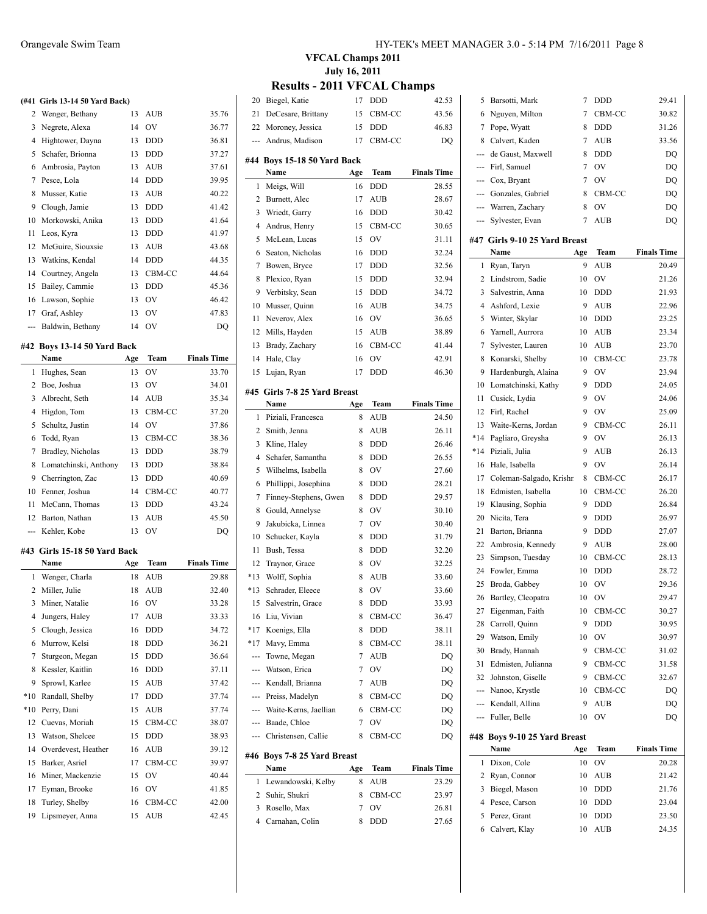# VFCAL Champs 2011

**July 16, 2011**

## Results - 2011 VFCAL Champs

### (#41 Girls 13-14 50 Yard Back)

| | Name | Age | Team | Finals Time |
|---|---|---|---|---|
| 2 | Wenger, Bethany | 13 | AUB | 35.76 |
| 3 | Negrete, Alexa | 14 | OV | 36.77 |
| 4 | Hightower, Dayna | 13 | DDD | 36.81 |
| 5 | Schafer, Brionna | 13 | DDD | 37.27 |
| 6 | Ambrosia, Payton | 13 | AUB | 37.61 |
| 7 | Pesce, Lola | 14 | DDD | 39.95 |
| 8 | Musser, Katie | 13 | AUB | 40.22 |
| 9 | Clough, Jamie | 13 | DDD | 41.42 |
| 10 | Morkowski, Anika | 13 | DDD | 41.64 |
| 11 | Leos, Kyra | 13 | DDD | 41.97 |
| 12 | McGuire, Siouxsie | 13 | AUB | 43.68 |
| 13 | Watkins, Kendal | 14 | DDD | 44.35 |
| 14 | Courtney, Angela | 13 | CBM-CC | 44.64 |
| 15 | Bailey, Cammie | 13 | DDD | 45.36 |
| 16 | Lawson, Sophie | 13 | OV | 46.42 |
| 17 | Graf, Ashley | 13 | OV | 47.83 |
| --- | Baldwin, Bethany | 14 | OV | DQ |

### #42 Boys 13-14 50 Yard Back

| | Name | Age | Team | Finals Time |
|---|---|---|---|---|
| 1 | Hughes, Sean | 13 | OV | 33.70 |
| 2 | Boe, Joshua | 13 | OV | 34.01 |
| 3 | Albrecht, Seth | 14 | AUB | 35.34 |
| 4 | Higdon, Tom | 13 | CBM-CC | 37.20 |
| 5 | Schultz, Justin | 14 | OV | 37.86 |
| 6 | Todd, Ryan | 13 | CBM-CC | 38.36 |
| 7 | Bradley, Nicholas | 13 | DDD | 38.79 |
| 8 | Lomatchinski, Anthony | 13 | DDD | 38.84 |
| 9 | Cherrington, Zac | 13 | DDD | 40.69 |
| 10 | Fenner, Joshua | 14 | CBM-CC | 40.77 |
| 11 | McCann, Thomas | 13 | DDD | 43.24 |
| 12 | Barton, Nathan | 13 | AUB | 45.50 |
| --- | Kehler, Kobe | 13 | OV | DQ |

### #43 Girls 15-18 50 Yard Back

| | Name | Age | Team | Finals Time |
|---|---|---|---|---|
| 1 | Wenger, Charla | 18 | AUB | 29.88 |
| 2 | Miller, Julie | 18 | AUB | 32.40 |
| 3 | Miner, Natalie | 16 | OV | 33.28 |
| 4 | Jungers, Haley | 17 | AUB | 33.33 |
| 5 | Clough, Jessica | 16 | DDD | 34.72 |
| 6 | Murrow, Kelsi | 18 | DDD | 36.21 |
| 7 | Sturgeon, Megan | 15 | DDD | 36.64 |
| 8 | Kessler, Kaitlin | 16 | DDD | 37.11 |
| 9 | Sprowl, Karlee | 15 | AUB | 37.42 |
| *10 | Randall, Shelby | 17 | DDD | 37.74 |
| *10 | Perry, Dani | 15 | AUB | 37.74 |
| 12 | Cuevas, Moriah | 15 | CBM-CC | 38.07 |
| 13 | Watson, Shelcee | 15 | DDD | 38.93 |
| 14 | Overdevest, Heather | 16 | AUB | 39.12 |
| 15 | Barker, Asriel | 17 | CBM-CC | 39.97 |
| 16 | Miner, Mackenzie | 15 | OV | 40.44 |
| 17 | Eyman, Brooke | 16 | OV | 41.85 |
| 18 | Turley, Shelby | 16 | CBM-CC | 42.00 |
| 19 | Lipsmeyer, Anna | 15 | AUB | 42.45 |
| 20 | Biegel, Katie | 17 | DDD | 42.53 |
| 21 | DeCesare, Brittany | 15 | CBM-CC | 43.56 |
| 22 | Moroney, Jessica | 15 | DDD | 46.83 |
| --- | Andrus, Madison | 17 | CBM-CC | DQ |

### #44 Boys 15-18 50 Yard Back

| | Name | Age | Team | Finals Time |
|---|---|---|---|---|
| 1 | Meigs, Will | 16 | DDD | 28.55 |
| 2 | Burnett, Alec | 17 | AUB | 28.67 |
| 3 | Wriedt, Garry | 16 | DDD | 30.42 |
| 4 | Andrus, Henry | 15 | CBM-CC | 30.65 |
| 5 | McLean, Lucas | 15 | OV | 31.11 |
| 6 | Seaton, Nicholas | 16 | DDD | 32.24 |
| 7 | Bowen, Bryce | 17 | DDD | 32.56 |
| 8 | Plexico, Ryan | 15 | DDD | 32.94 |
| 9 | Verbitsky, Sean | 15 | DDD | 34.72 |
| 10 | Musser, Quinn | 16 | AUB | 34.75 |
| 11 | Neverov, Alex | 16 | OV | 36.65 |
| 12 | Mills, Hayden | 15 | AUB | 38.89 |
| 13 | Brady, Zachary | 16 | CBM-CC | 41.44 |
| 14 | Hale, Clay | 16 | OV | 42.91 |
| 15 | Lujan, Ryan | 17 | DDD | 46.30 |

### #45 Girls 7-8 25 Yard Breast

| | Name | Age | Team | Finals Time |
|---|---|---|---|---|
| 1 | Piziali, Francesca | 8 | AUB | 24.50 |
| 2 | Smith, Jenna | 8 | AUB | 26.11 |
| 3 | Kline, Haley | 8 | DDD | 26.46 |
| 4 | Schafer, Samantha | 8 | DDD | 26.55 |
| 5 | Wilhelms, Isabella | 8 | OV | 27.60 |
| 6 | Phillippi, Josephina | 8 | DDD | 28.21 |
| 7 | Finney-Stephens, Gwen | 8 | DDD | 29.57 |
| 8 | Gould, Annelyse | 8 | OV | 30.10 |
| 9 | Jakubicka, Linnea | 7 | OV | 30.40 |
| 10 | Schucker, Kayla | 8 | DDD | 31.79 |
| 11 | Bush, Tessa | 8 | DDD | 32.20 |
| 12 | Traynor, Grace | 8 | OV | 32.25 |
| *13 | Wolff, Sophia | 8 | AUB | 33.60 |
| *13 | Schrader, Eleece | 8 | OV | 33.60 |
| 15 | Salvestrin, Grace | 8 | DDD | 33.93 |
| 16 | Liu, Vivian | 8 | CBM-CC | 36.47 |
| *17 | Koenigs, Ella | 8 | DDD | 38.11 |
| *17 | Mavy, Emma | 8 | CBM-CC | 38.11 |
| --- | Towne, Megan | 7 | AUB | DQ |
| --- | Watson, Erica | 7 | OV | DQ |
| --- | Kendall, Brianna | 7 | AUB | DQ |
| --- | Preiss, Madelyn | 8 | CBM-CC | DQ |
| --- | Waite-Kerns, Jaellian | 6 | CBM-CC | DQ |
| --- | Baade, Chloe | 7 | OV | DQ |
| --- | Christensen, Callie | 8 | CBM-CC | DQ |

### #46 Boys 7-8 25 Yard Breast

| | Name | Age | Team | Finals Time |
|---|---|---|---|---|
| 1 | Lewandowski, Kelby | 8 | AUB | 23.29 |
| 2 | Suhir, Shukri | 8 | CBM-CC | 23.97 |
| 3 | Rosello, Max | 7 | OV | 26.81 |
| 4 | Carnahan, Colin | 8 | DDD | 27.65 |
| 5 | Barsotti, Mark | 7 | DDD | 29.41 |
| 6 | Nguyen, Milton | 7 | CBM-CC | 30.82 |
| 7 | Pope, Wyatt | 8 | DDD | 31.26 |
| 8 | Calvert, Kaden | 7 | AUB | 33.56 |
| --- | de Gaust, Maxwell | 8 | DDD | DQ |
| --- | Firl, Samuel | 7 | OV | DQ |
| --- | Cox, Bryant | 7 | OV | DQ |
| --- | Gonzales, Gabriel | 8 | CBM-CC | DQ |
| --- | Warren, Zachary | 8 | OV | DQ |
| --- | Sylvester, Evan | 7 | AUB | DQ |

### #47 Girls 9-10 25 Yard Breast

| | Name | Age | Team | Finals Time |
|---|---|---|---|---|
| 1 | Ryan, Taryn | 9 | AUB | 20.49 |
| 2 | Lindstrom, Sadie | 10 | OV | 21.26 |
| 3 | Salvestrin, Anna | 10 | DDD | 21.93 |
| 4 | Ashford, Lexie | 9 | AUB | 22.96 |
| 5 | Winter, Skylar | 10 | DDD | 23.25 |
| 6 | Yarnell, Aurrora | 10 | AUB | 23.34 |
| 7 | Sylvester, Lauren | 10 | AUB | 23.70 |
| 8 | Konarski, Shelby | 10 | CBM-CC | 23.78 |
| 9 | Hardenburgh, Alaina | 9 | OV | 23.94 |
| 10 | Lomatchinski, Kathy | 9 | DDD | 24.05 |
| 11 | Cusick, Lydia | 9 | OV | 24.06 |
| 12 | Firl, Rachel | 9 | OV | 25.09 |
| 13 | Waite-Kerns, Jordan | 9 | CBM-CC | 26.11 |
| *14 | Pagliaro, Greysha | 9 | OV | 26.13 |
| *14 | Piziali, Julia | 9 | AUB | 26.13 |
| 16 | Hale, Isabella | 9 | OV | 26.14 |
| 17 | Coleman-Salgado, Krishr | 8 | CBM-CC | 26.17 |
| 18 | Edmisten, Isabella | 10 | CBM-CC | 26.20 |
| 19 | Klausing, Sophia | 9 | DDD | 26.84 |
| 20 | Nicita, Tera | 9 | DDD | 26.97 |
| 21 | Barton, Brianna | 9 | DDD | 27.07 |
| 22 | Ambrosia, Kennedy | 9 | AUB | 28.00 |
| 23 | Simpson, Tuesday | 10 | CBM-CC | 28.13 |
| 24 | Fowler, Emma | 10 | DDD | 28.72 |
| 25 | Broda, Gabbey | 10 | OV | 29.36 |
| 26 | Bartley, Cleopatra | 10 | OV | 29.47 |
| 27 | Eigenman, Faith | 10 | CBM-CC | 30.27 |
| 28 | Carroll, Quinn | 9 | DDD | 30.95 |
| 29 | Watson, Emily | 10 | OV | 30.97 |
| 30 | Brady, Hannah | 9 | CBM-CC | 31.02 |
| 31 | Edmisten, Julianna | 9 | CBM-CC | 31.58 |
| 32 | Johnston, Giselle | 9 | CBM-CC | 32.67 |
| --- | Nanoo, Krystle | 10 | CBM-CC | DQ |
| --- | Kendall, Allina | 9 | AUB | DQ |
| --- | Fuller, Belle | 10 | OV | DQ |

### #48 Boys 9-10 25 Yard Breast

| | Name | Age | Team | Finals Time |
|---|---|---|---|---|
| 1 | Dixon, Cole | 10 | OV | 20.28 |
| 2 | Ryan, Connor | 10 | AUB | 21.42 |
| 3 | Biegel, Mason | 10 | DDD | 21.76 |
| 4 | Pesce, Carson | 10 | DDD | 23.04 |
| 5 | Perez, Grant | 10 | DDD | 23.50 |
| 6 | Calvert, Klay | 10 | AUB | 24.35 |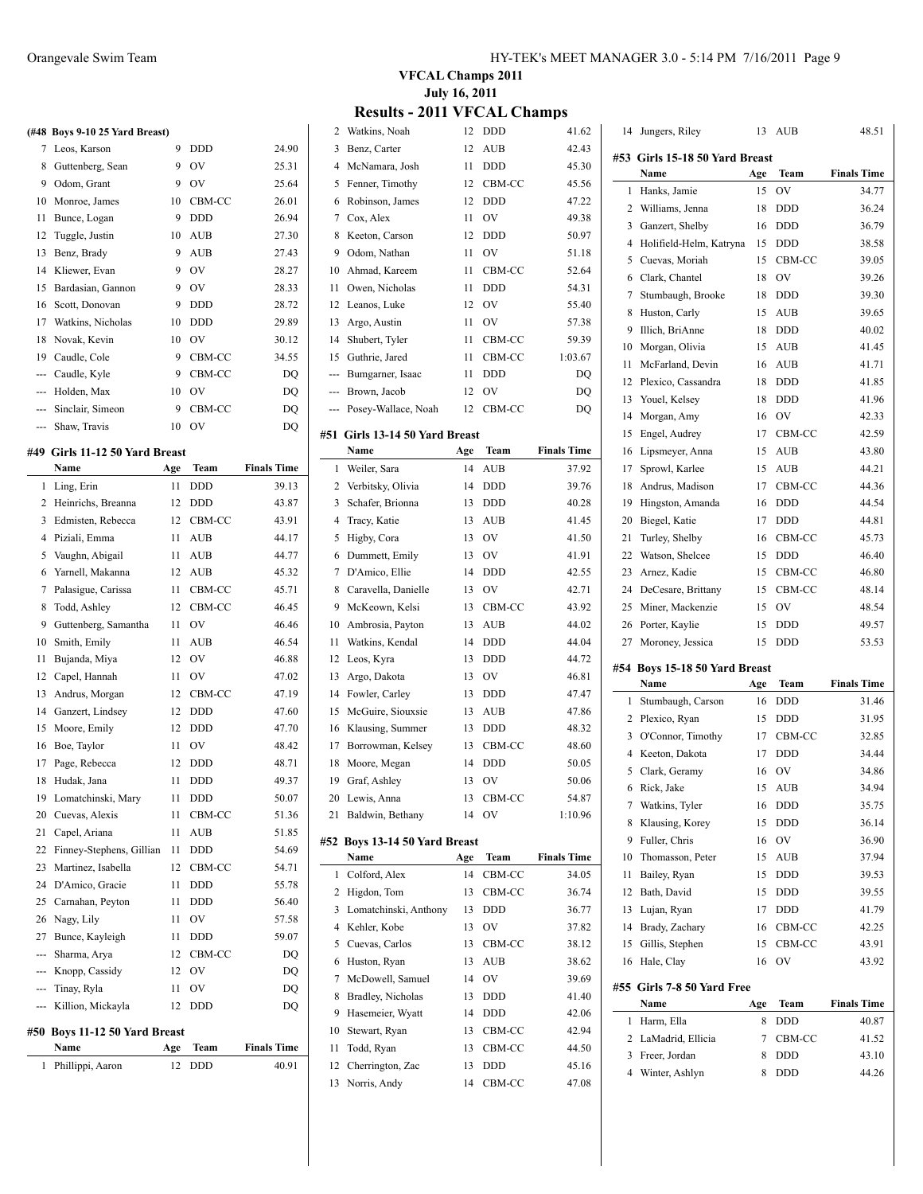# VFCAL Champs 2011

July 16, 2011

## Results - 2011 VFCAL Champs

### (#48 Boys 9-10 25 Yard Breast)

| | Name | Age | Team | Finals Time |
|---|---|---|---|---|
| 7 | Leos, Karson | 9 | DDD | 24.90 |
| 8 | Guttenberg, Sean | 9 | OV | 25.31 |
| 9 | Odom, Grant | 9 | OV | 25.64 |
| 10 | Monroe, James | 10 | CBM-CC | 26.01 |
| 11 | Bunce, Logan | 9 | DDD | 26.94 |
| 12 | Tuggle, Justin | 10 | AUB | 27.30 |
| 13 | Benz, Brady | 9 | AUB | 27.43 |
| 14 | Kliewer, Evan | 9 | OV | 28.27 |
| 15 | Bardasian, Gannon | 9 | OV | 28.33 |
| 16 | Scott, Donovan | 9 | DDD | 28.72 |
| 17 | Watkins, Nicholas | 10 | DDD | 29.89 |
| 18 | Novak, Kevin | 10 | OV | 30.12 |
| 19 | Caudle, Cole | 9 | CBM-CC | 34.55 |
| --- | Caudle, Kyle | 9 | CBM-CC | DQ |
| --- | Holden, Max | 10 | OV | DQ |
| --- | Sinclair, Simeon | 9 | CBM-CC | DQ |
| --- | Shaw, Travis | 10 | OV | DQ |

### #49 Girls 11-12 50 Yard Breast

| | Name | Age | Team | Finals Time |
|---|---|---|---|---|
| 1 | Ling, Erin | 11 | DDD | 39.13 |
| 2 | Heinrichs, Breanna | 12 | DDD | 43.87 |
| 3 | Edmisten, Rebecca | 12 | CBM-CC | 43.91 |
| 4 | Piziali, Emma | 11 | AUB | 44.17 |
| 5 | Vaughn, Abigail | 11 | AUB | 44.77 |
| 6 | Yarnell, Makanna | 12 | AUB | 45.32 |
| 7 | Palasigue, Carissa | 11 | CBM-CC | 45.71 |
| 8 | Todd, Ashley | 12 | CBM-CC | 46.45 |
| 9 | Guttenberg, Samantha | 11 | OV | 46.46 |
| 10 | Smith, Emily | 11 | AUB | 46.54 |
| 11 | Bujanda, Miya | 12 | OV | 46.88 |
| 12 | Capel, Hannah | 11 | OV | 47.02 |
| 13 | Andrus, Morgan | 12 | CBM-CC | 47.19 |
| 14 | Ganzert, Lindsey | 12 | DDD | 47.60 |
| 15 | Moore, Emily | 12 | DDD | 47.70 |
| 16 | Boe, Taylor | 11 | OV | 48.42 |
| 17 | Page, Rebecca | 12 | DDD | 48.71 |
| 18 | Hudak, Jana | 11 | DDD | 49.37 |
| 19 | Lomatchinski, Mary | 11 | DDD | 50.07 |
| 20 | Cuevas, Alexis | 11 | CBM-CC | 51.36 |
| 21 | Capel, Ariana | 11 | AUB | 51.85 |
| 22 | Finney-Stephens, Gillian | 11 | DDD | 54.69 |
| 23 | Martinez, Isabella | 12 | CBM-CC | 54.71 |
| 24 | D'Amico, Gracie | 11 | DDD | 55.78 |
| 25 | Carnahan, Peyton | 11 | DDD | 56.40 |
| 26 | Nagy, Lily | 11 | OV | 57.58 |
| 27 | Bunce, Kayleigh | 11 | DDD | 59.07 |
| --- | Sharma, Arya | 12 | CBM-CC | DQ |
| --- | Knopp, Cassidy | 12 | OV | DQ |
| --- | Tinay, Ryla | 11 | OV | DQ |
| --- | Killion, Mickayla | 12 | DDD | DQ |

### #50 Boys 11-12 50 Yard Breast

| | Name | Age | Team | Finals Time |
|---|---|---|---|---|
| 1 | Phillippi, Aaron | 12 | DDD | 40.91 |
| 2 | Watkins, Noah | 12 | DDD | 41.62 |
| 3 | Benz, Carter | 12 | AUB | 42.43 |
| 4 | McNamara, Josh | 11 | DDD | 45.30 |
| 5 | Fenner, Timothy | 12 | CBM-CC | 45.56 |
| 6 | Robinson, James | 12 | DDD | 47.22 |
| 7 | Cox, Alex | 11 | OV | 49.38 |
| 8 | Keeton, Carson | 12 | DDD | 50.97 |
| 9 | Odom, Nathan | 11 | OV | 51.18 |
| 10 | Ahmad, Kareem | 11 | CBM-CC | 52.64 |
| 11 | Owen, Nicholas | 11 | DDD | 54.31 |
| 12 | Leanos, Luke | 12 | OV | 55.40 |
| 13 | Argo, Austin | 11 | OV | 57.38 |
| 14 | Shubert, Tyler | 11 | CBM-CC | 59.39 |
| 15 | Guthrie, Jared | 11 | CBM-CC | 1:03.67 |
| --- | Bumgarner, Isaac | 11 | DDD | DQ |
| --- | Brown, Jacob | 12 | OV | DQ |
| --- | Posey-Wallace, Noah | 12 | CBM-CC | DQ |

### #51 Girls 13-14 50 Yard Breast

| | Name | Age | Team | Finals Time |
|---|---|---|---|---|
| 1 | Weiler, Sara | 14 | AUB | 37.92 |
| 2 | Verbitsky, Olivia | 14 | DDD | 39.76 |
| 3 | Schafer, Brionna | 13 | DDD | 40.28 |
| 4 | Tracy, Katie | 13 | AUB | 41.45 |
| 5 | Higby, Cora | 13 | OV | 41.50 |
| 6 | Dummett, Emily | 13 | OV | 41.91 |
| 7 | D'Amico, Ellie | 14 | DDD | 42.55 |
| 8 | Caravella, Danielle | 13 | OV | 42.71 |
| 9 | McKeown, Kelsi | 13 | CBM-CC | 43.92 |
| 10 | Ambrosia, Payton | 13 | AUB | 44.02 |
| 11 | Watkins, Kendal | 14 | DDD | 44.04 |
| 12 | Leos, Kyra | 13 | DDD | 44.72 |
| 13 | Argo, Dakota | 13 | OV | 46.81 |
| 14 | Fowler, Carley | 13 | DDD | 47.47 |
| 15 | McGuire, Siouxsie | 13 | AUB | 47.86 |
| 16 | Klausing, Summer | 13 | DDD | 48.32 |
| 17 | Borrowman, Kelsey | 13 | CBM-CC | 48.60 |
| 18 | Moore, Megan | 14 | DDD | 50.05 |
| 19 | Graf, Ashley | 13 | OV | 50.06 |
| 20 | Lewis, Anna | 13 | CBM-CC | 54.87 |
| 21 | Baldwin, Bethany | 14 | OV | 1:10.96 |

### #52 Boys 13-14 50 Yard Breast

| | Name | Age | Team | Finals Time |
|---|---|---|---|---|
| 1 | Colford, Alex | 14 | CBM-CC | 34.05 |
| 2 | Higdon, Tom | 13 | CBM-CC | 36.74 |
| 3 | Lomatchinski, Anthony | 13 | DDD | 36.77 |
| 4 | Kehler, Kobe | 13 | OV | 37.82 |
| 5 | Cuevas, Carlos | 13 | CBM-CC | 38.12 |
| 6 | Huston, Ryan | 13 | AUB | 38.62 |
| 7 | McDowell, Samuel | 14 | OV | 39.69 |
| 8 | Bradley, Nicholas | 13 | DDD | 41.40 |
| 9 | Hasemeier, Wyatt | 14 | DDD | 42.06 |
| 10 | Stewart, Ryan | 13 | CBM-CC | 42.94 |
| 11 | Todd, Ryan | 13 | CBM-CC | 44.50 |
| 12 | Cherrington, Zac | 13 | DDD | 45.16 |
| 13 | Norris, Andy | 14 | CBM-CC | 47.08 |
| 14 | Jungers, Riley | 13 | AUB | 48.51 |

### #53 Girls 15-18 50 Yard Breast

| | Name | Age | Team | Finals Time |
|---|---|---|---|---|
| 1 | Hanks, Jamie | 15 | OV | 34.77 |
| 2 | Williams, Jenna | 18 | DDD | 36.24 |
| 3 | Ganzert, Shelby | 16 | DDD | 36.79 |
| 4 | Holifield-Helm, Katryna | 15 | DDD | 38.58 |
| 5 | Cuevas, Moriah | 15 | CBM-CC | 39.05 |
| 6 | Clark, Chantel | 18 | OV | 39.26 |
| 7 | Stumbaugh, Brooke | 18 | DDD | 39.30 |
| 8 | Huston, Carly | 15 | AUB | 39.65 |
| 9 | Illich, BriAnne | 18 | DDD | 40.02 |
| 10 | Morgan, Olivia | 15 | AUB | 41.45 |
| 11 | McFarland, Devin | 16 | AUB | 41.71 |
| 12 | Plexico, Cassandra | 18 | DDD | 41.85 |
| 13 | Youel, Kelsey | 18 | DDD | 41.96 |
| 14 | Morgan, Amy | 16 | OV | 42.33 |
| 15 | Engel, Audrey | 17 | CBM-CC | 42.59 |
| 16 | Lipsmeyer, Anna | 15 | AUB | 43.80 |
| 17 | Sprowl, Karlee | 15 | AUB | 44.21 |
| 18 | Andrus, Madison | 17 | CBM-CC | 44.36 |
| 19 | Hingston, Amanda | 16 | DDD | 44.54 |
| 20 | Biegel, Katie | 17 | DDD | 44.81 |
| 21 | Turley, Shelby | 16 | CBM-CC | 45.73 |
| 22 | Watson, Shelcee | 15 | DDD | 46.40 |
| 23 | Arnez, Kadie | 15 | CBM-CC | 46.80 |
| 24 | DeCesare, Brittany | 15 | CBM-CC | 48.14 |
| 25 | Miner, Mackenzie | 15 | OV | 48.54 |
| 26 | Porter, Kaylie | 15 | DDD | 49.57 |
| 27 | Moroney, Jessica | 15 | DDD | 53.53 |

### #54 Boys 15-18 50 Yard Breast

| | Name | Age | Team | Finals Time |
|---|---|---|---|---|
| 1 | Stumbaugh, Carson | 16 | DDD | 31.46 |
| 2 | Plexico, Ryan | 15 | DDD | 31.95 |
| 3 | O'Connor, Timothy | 17 | CBM-CC | 32.85 |
| 4 | Keeton, Dakota | 17 | DDD | 34.44 |
| 5 | Clark, Geramy | 16 | OV | 34.86 |
| 6 | Rick, Jake | 15 | AUB | 34.94 |
| 7 | Watkins, Tyler | 16 | DDD | 35.75 |
| 8 | Klausing, Korey | 15 | DDD | 36.14 |
| 9 | Fuller, Chris | 16 | OV | 36.90 |
| 10 | Thomasson, Peter | 15 | AUB | 37.94 |
| 11 | Bailey, Ryan | 15 | DDD | 39.53 |
| 12 | Bath, David | 15 | DDD | 39.55 |
| 13 | Lujan, Ryan | 17 | DDD | 41.79 |
| 14 | Brady, Zachary | 16 | CBM-CC | 42.25 |
| 15 | Gillis, Stephen | 15 | CBM-CC | 43.91 |
| 16 | Hale, Clay | 16 | OV | 43.92 |

### #55 Girls 7-8 50 Yard Free

| | Name | Age | Team | Finals Time |
|---|---|---|---|---|
| 1 | Harm, Ella | 8 | DDD | 40.87 |
| 2 | LaMadrid, Ellicia | 7 | CBM-CC | 41.52 |
| 3 | Freer, Jordan | 8 | DDD | 43.10 |
| 4 | Winter, Ashlyn | 8 | DDD | 44.26 |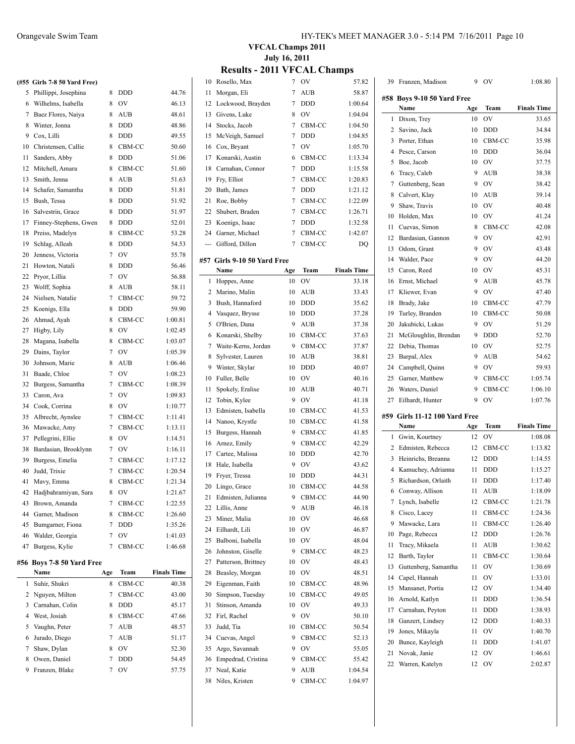# VFCAL Champs 2011

July 16, 2011

## Results - 2011 VFCAL Champs

**(#55 Girls 7-8 50 Yard Free)**

| | Name | Age | Team | Finals Time |
|---|---|---|---|---|
| 5 | Phillippi, Josephina | 8 | DDD | 44.76 |
| 6 | Wilhelms, Isabella | 8 | OV | 46.13 |
| 7 | Baez Flores, Naiya | 8 | AUB | 48.61 |
| 8 | Winter, Jonna | 8 | DDD | 48.86 |
| 9 | Cox, Lilli | 8 | DDD | 49.55 |
| 10 | Christensen, Callie | 8 | CBM-CC | 50.60 |
| 11 | Sanders, Abby | 8 | DDD | 51.06 |
| 12 | Mitchell, Amara | 8 | CBM-CC | 51.60 |
| 13 | Smith, Jenna | 8 | AUB | 51.63 |
| 14 | Schafer, Samantha | 8 | DDD | 51.81 |
| 15 | Bush, Tessa | 8 | DDD | 51.92 |
| 16 | Salvestrin, Grace | 8 | DDD | 51.97 |
| 17 | Finney-Stephens, Gwen | 8 | DDD | 52.01 |
| 18 | Preiss, Madelyn | 8 | CBM-CC | 53.28 |
| 19 | Schlag, Alleah | 8 | DDD | 54.53 |
| 20 | Jenness, Victoria | 7 | OV | 55.78 |
| 21 | Howton, Natali | 8 | DDD | 56.46 |
| 22 | Pryor, Lillia | 7 | OV | 56.88 |
| 23 | Wolff, Sophia | 8 | AUB | 58.11 |
| 24 | Nielsen, Natalie | 7 | CBM-CC | 59.72 |
| 25 | Koenigs, Ella | 8 | DDD | 59.90 |
| 26 | Ahmad, Ayah | 8 | CBM-CC | 1:00.81 |
| 27 | Higby, Lily | 8 | OV | 1:02.45 |
| 28 | Magana, Isabella | 8 | CBM-CC | 1:03.07 |
| 29 | Dains, Taylor | 7 | OV | 1:05.39 |
| 30 | Johnson, Marie | 8 | AUB | 1:06.46 |
| 31 | Baade, Chloe | 7 | OV | 1:08.23 |
| 32 | Burgess, Samantha | 7 | CBM-CC | 1:08.39 |
| 33 | Caron, Ava | 7 | OV | 1:09.83 |
| 34 | Cook, Corrina | 8 | OV | 1:10.77 |
| 35 | Albrecht, Aynslee | 7 | CBM-CC | 1:11.41 |
| 36 | Mawacke, Amy | 7 | CBM-CC | 1:13.11 |
| 37 | Pellegrini, Ellie | 8 | OV | 1:14.51 |
| 38 | Bardasian, Brooklynn | 7 | OV | 1:16.11 |
| 39 | Burgess, Emelia | 7 | CBM-CC | 1:17.12 |
| 40 | Judd, Trixie | 7 | CBM-CC | 1:20.54 |
| 41 | Mavy, Emma | 8 | CBM-CC | 1:21.34 |
| 42 | Hadjbahramiyan, Sara | 8 | OV | 1:21.67 |
| 43 | Brown, Amanda | 7 | CBM-CC | 1:22.55 |
| 44 | Garner, Madison | 8 | CBM-CC | 1:26.60 |
| 45 | Bumgarner, Fiona | 7 | DDD | 1:35.26 |
| 46 | Walder, Georgia | 7 | OV | 1:41.03 |
| 47 | Burgess, Kylie | 7 | CBM-CC | 1:46.68 |

### #56 Boys 7-8 50 Yard Free

| | Name | Age | Team | Finals Time |
|---|---|---|---|---|
| 1 | Suhir, Shukri | 8 | CBM-CC | 40.38 |
| 2 | Nguyen, Milton | 7 | CBM-CC | 43.00 |
| 3 | Carnahan, Colin | 8 | DDD | 45.17 |
| 4 | West, Josiah | 8 | CBM-CC | 47.66 |
| 5 | Vaughn, Peter | 7 | AUB | 48.57 |
| 6 | Jurado, Diego | 7 | AUB | 51.17 |
| 7 | Shaw, Dylan | 8 | OV | 52.30 |
| 8 | Owen, Daniel | 7 | DDD | 54.45 |
| 9 | Franzen, Blake | 7 | OV | 57.75 |
| 10 | Rosello, Max | 7 | OV | 57.82 |
| 11 | Morgan, Eli | 7 | AUB | 58.87 |
| 12 | Lockwood, Brayden | 7 | DDD | 1:00.64 |
| 13 | Givens, Luke | 8 | OV | 1:04.04 |
| 14 | Stocks, Jacob | 7 | CBM-CC | 1:04.50 |
| 15 | McVeigh, Samuel | 7 | DDD | 1:04.85 |
| 16 | Cox, Bryant | 7 | OV | 1:05.70 |
| 17 | Konarski, Austin | 6 | CBM-CC | 1:13.34 |
| 18 | Carnahan, Connor | 7 | DDD | 1:15.58 |
| 19 | Fry, Elliot | 7 | CBM-CC | 1:20.83 |
| 20 | Bath, James | 7 | DDD | 1:21.12 |
| 21 | Roe, Bobby | 7 | CBM-CC | 1:22.09 |
| 22 | Shubert, Braden | 7 | CBM-CC | 1:26.71 |
| 23 | Koenigs, Isaac | 7 | DDD | 1:32.58 |
| 24 | Garner, Michael | 7 | CBM-CC | 1:42.07 |
| --- | Gifford, Dillon | 7 | CBM-CC | DQ |

### #57 Girls 9-10 50 Yard Free

| | Name | Age | Team | Finals Time |
|---|---|---|---|---|
| 1 | Hoppes, Anne | 10 | OV | 33.18 |
| 2 | Marino, Malin | 10 | AUB | 33.43 |
| 3 | Bush, Hannaford | 10 | DDD | 35.62 |
| 4 | Vasquez, Brysse | 10 | DDD | 37.28 |
| 5 | O'Brien, Dana | 9 | AUB | 37.38 |
| 6 | Konarski, Shelby | 10 | CBM-CC | 37.63 |
| 7 | Waite-Kerns, Jordan | 9 | CBM-CC | 37.87 |
| 8 | Sylvester, Lauren | 10 | AUB | 38.81 |
| 9 | Winter, Skylar | 10 | DDD | 40.07 |
| 10 | Fuller, Belle | 10 | OV | 40.16 |
| 11 | Spokely, Eralise | 10 | AUB | 40.71 |
| 12 | Tobin, Kylee | 9 | OV | 41.18 |
| 13 | Edmisten, Isabella | 10 | CBM-CC | 41.53 |
| 14 | Nanoo, Krystle | 10 | CBM-CC | 41.58 |
| 15 | Burgess, Hannah | 9 | CBM-CC | 41.85 |
| 16 | Arnez, Emily | 9 | CBM-CC | 42.29 |
| 17 | Cartee, Malissa | 10 | DDD | 42.70 |
| 18 | Hale, Isabella | 9 | OV | 43.62 |
| 19 | Fryer, Tressa | 10 | DDD | 44.31 |
| 20 | Lingo, Grace | 10 | CBM-CC | 44.58 |
| 21 | Edmisten, Julianna | 9 | CBM-CC | 44.90 |
| 22 | Lillis, Anne | 9 | AUB | 46.18 |
| 23 | Miner, Malia | 10 | OV | 46.68 |
| 24 | Eilhardt, Lili | 10 | OV | 46.87 |
| 25 | Balboni, Isabella | 10 | OV | 48.04 |
| 26 | Johnston, Giselle | 9 | CBM-CC | 48.23 |
| 27 | Patterson, Brittney | 10 | OV | 48.43 |
| 28 | Beasley, Morgan | 10 | OV | 48.51 |
| 29 | Eigenman, Faith | 10 | CBM-CC | 48.96 |
| 30 | Simpson, Tuesday | 10 | CBM-CC | 49.05 |
| 31 | Stinson, Amanda | 10 | OV | 49.33 |
| 32 | Firl, Rachel | 9 | OV | 50.10 |
| 33 | Judd, Tia | 10 | CBM-CC | 50.54 |
| 34 | Cuevas, Angel | 9 | CBM-CC | 52.13 |
| 35 | Argo, Savannah | 9 | OV | 55.05 |
| 36 | Empedrad, Cristina | 9 | CBM-CC | 55.42 |
| 37 | Neal, Katie | 9 | AUB | 1:04.54 |
| 38 | Niles, Kristen | 9 | CBM-CC | 1:04.97 |
| 39 | Franzen, Madison | 9 | OV | 1:08.80 |

### #58 Boys 9-10 50 Yard Free

| | Name | Age | Team | Finals Time |
|---|---|---|---|---|
| 1 | Dixon, Trey | 10 | OV | 33.65 |
| 2 | Savino, Jack | 10 | DDD | 34.84 |
| 3 | Porter, Ethan | 10 | CBM-CC | 35.98 |
| 4 | Pesce, Carson | 10 | DDD | 36.04 |
| 5 | Boe, Jacob | 10 | OV | 37.75 |
| 6 | Tracy, Caleb | 9 | AUB | 38.38 |
| 7 | Guttenberg, Sean | 9 | OV | 38.42 |
| 8 | Calvert, Klay | 10 | AUB | 39.14 |
| 9 | Shaw, Travis | 10 | OV | 40.48 |
| 10 | Holden, Max | 10 | OV | 41.24 |
| 11 | Cuevas, Simon | 8 | CBM-CC | 42.08 |
| 12 | Bardasian, Gannon | 9 | OV | 42.91 |
| 13 | Odom, Grant | 9 | OV | 43.48 |
| 14 | Walder, Pace | 9 | OV | 44.20 |
| 15 | Caron, Reed | 10 | OV | 45.31 |
| 16 | Ernst, Michael | 9 | AUB | 45.78 |
| 17 | Kliewer, Evan | 9 | OV | 47.40 |
| 18 | Brady, Jake | 10 | CBM-CC | 47.79 |
| 19 | Turley, Branden | 10 | CBM-CC | 50.08 |
| 20 | Jakubicki, Lukas | 9 | OV | 51.29 |
| 21 | McGloughlin, Brendan | 9 | DDD | 52.70 |
| 22 | Debia, Thomas | 10 | OV | 52.75 |
| 23 | Barpal, Alex | 9 | AUB | 54.62 |
| 24 | Campbell, Quinn | 9 | OV | 59.93 |
| 25 | Garner, Matthew | 9 | CBM-CC | 1:05.74 |
| 26 | Waters, Daniel | 9 | CBM-CC | 1:06.10 |
| 27 | Eilhardt, Hunter | 9 | OV | 1:07.76 |

### #59 Girls 11-12 100 Yard Free

| | Name | Age | Team | Finals Time |
|---|---|---|---|---|
| 1 | Gwin, Kourtney | 12 | OV | 1:08.08 |
| 2 | Edmisten, Rebecca | 12 | CBM-CC | 1:13.82 |
| 3 | Heinrichs, Breanna | 12 | DDD | 1:14.55 |
| 4 | Kamuchey, Adrianna | 11 | DDD | 1:15.27 |
| 5 | Richardson, Orlaith | 11 | DDD | 1:17.40 |
| 6 | Conway, Allison | 11 | AUB | 1:18.09 |
| 7 | Lynch, Isabelle | 12 | CBM-CC | 1:21.78 |
| 8 | Cisco, Lacey | 11 | CBM-CC | 1:24.36 |
| 9 | Mawacke, Lara | 11 | CBM-CC | 1:26.40 |
| 10 | Page, Rebecca | 12 | DDD | 1:26.76 |
| 11 | Tracy, Mikaela | 11 | AUB | 1:30.62 |
| 12 | Barth, Taylor | 11 | CBM-CC | 1:30.64 |
| 13 | Guttenberg, Samantha | 11 | OV | 1:30.69 |
| 14 | Capel, Hannah | 11 | OV | 1:33.01 |
| 15 | Mansanet, Portia | 12 | OV | 1:34.40 |
| 16 | Arnold, Katlyn | 11 | DDD | 1:36.54 |
| 17 | Carnahan, Peyton | 11 | DDD | 1:38.93 |
| 18 | Ganzert, Lindsey | 12 | DDD | 1:40.33 |
| 19 | Jones, Mikayla | 11 | OV | 1:40.70 |
| 20 | Bunce, Kayleigh | 11 | DDD | 1:41.07 |
| 21 | Novak, Janie | 12 | OV | 1:46.61 |
| 22 | Warren, Katelyn | 12 | OV | 2:02.87 |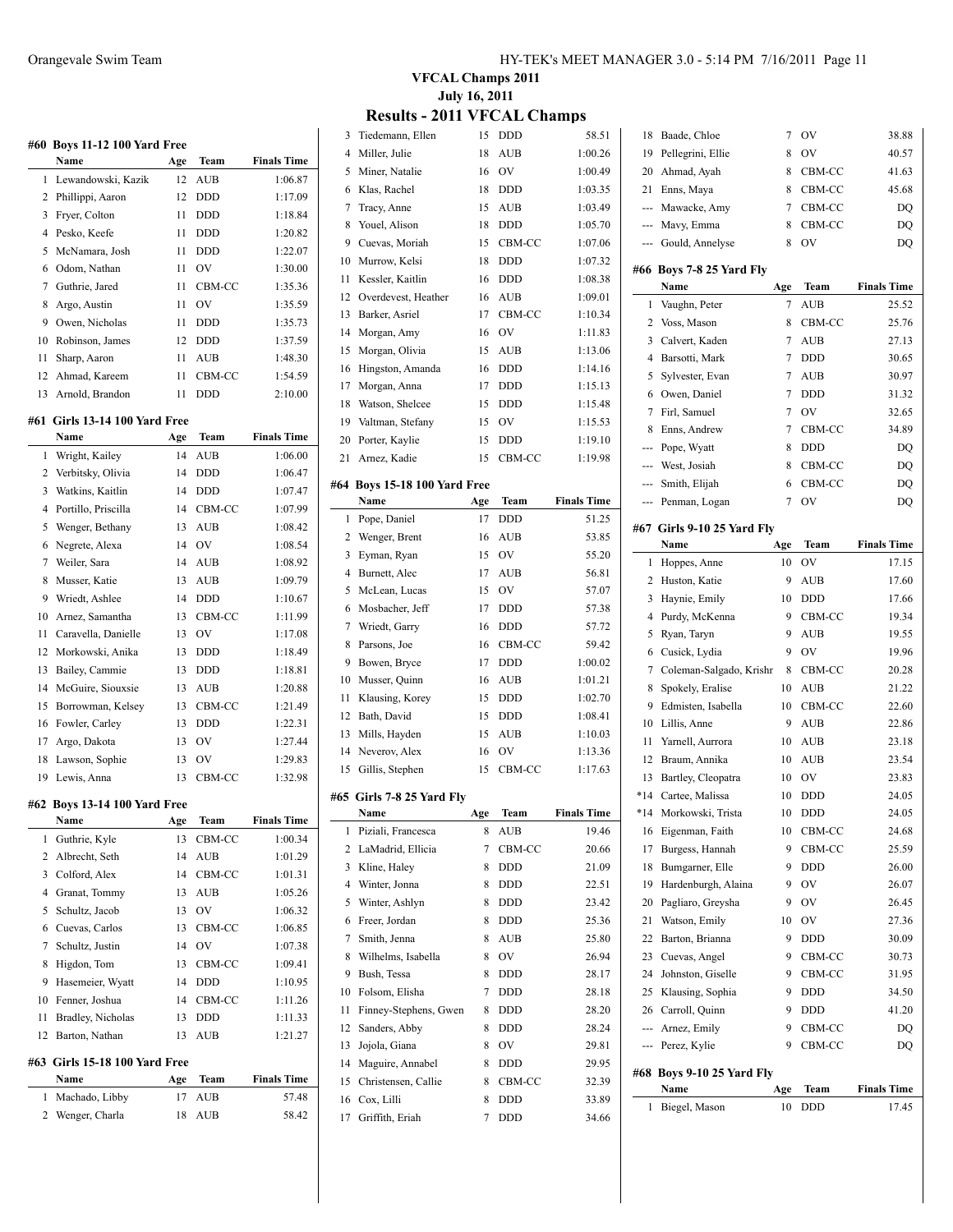## VFCAL Champs 2011

July 16, 2011

## Results - 2011 VFCAL Champs

### #60 Boys 11-12 100 Yard Free

| | Name | Age | Team | Finals Time |
|---|---|---|---|---|
| 1 | Lewandowski, Kazik | 12 | AUB | 1:06.87 |
| 2 | Phillippi, Aaron | 12 | DDD | 1:17.09 |
| 3 | Fryer, Colton | 11 | DDD | 1:18.84 |
| 4 | Pesko, Keefe | 11 | DDD | 1:20.82 |
| 5 | McNamara, Josh | 11 | DDD | 1:22.07 |
| 6 | Odom, Nathan | 11 | OV | 1:30.00 |
| 7 | Guthrie, Jared | 11 | CBM-CC | 1:35.36 |
| 8 | Argo, Austin | 11 | OV | 1:35.59 |
| 9 | Owen, Nicholas | 11 | DDD | 1:35.73 |
| 10 | Robinson, James | 12 | DDD | 1:37.59 |
| 11 | Sharp, Aaron | 11 | AUB | 1:48.30 |
| 12 | Ahmad, Kareem | 11 | CBM-CC | 1:54.59 |
| 13 | Arnold, Brandon | 11 | DDD | 2:10.00 |

### #61 Girls 13-14 100 Yard Free

| | Name | Age | Team | Finals Time |
|---|---|---|---|---|
| 1 | Wright, Kailey | 14 | AUB | 1:06.00 |
| 2 | Verbitsky, Olivia | 14 | DDD | 1:06.47 |
| 3 | Watkins, Kaitlin | 14 | DDD | 1:07.47 |
| 4 | Portillo, Priscilla | 14 | CBM-CC | 1:07.99 |
| 5 | Wenger, Bethany | 13 | AUB | 1:08.42 |
| 6 | Negrete, Alexa | 14 | OV | 1:08.54 |
| 7 | Weiler, Sara | 14 | AUB | 1:08.92 |
| 8 | Musser, Katie | 13 | AUB | 1:09.79 |
| 9 | Wriedt, Ashlee | 14 | DDD | 1:10.67 |
| 10 | Arnez, Samantha | 13 | CBM-CC | 1:11.99 |
| 11 | Caravella, Danielle | 13 | OV | 1:17.08 |
| 12 | Morkowski, Anika | 13 | DDD | 1:18.49 |
| 13 | Bailey, Cammie | 13 | DDD | 1:18.81 |
| 14 | McGuire, Siouxsie | 13 | AUB | 1:20.88 |
| 15 | Borrowman, Kelsey | 13 | CBM-CC | 1:21.49 |
| 16 | Fowler, Carley | 13 | DDD | 1:22.31 |
| 17 | Argo, Dakota | 13 | OV | 1:27.44 |
| 18 | Lawson, Sophie | 13 | OV | 1:29.83 |
| 19 | Lewis, Anna | 13 | CBM-CC | 1:32.98 |

### #62 Boys 13-14 100 Yard Free

| | Name | Age | Team | Finals Time |
|---|---|---|---|---|
| 1 | Guthrie, Kyle | 13 | CBM-CC | 1:00.34 |
| 2 | Albrecht, Seth | 14 | AUB | 1:01.29 |
| 3 | Colford, Alex | 14 | CBM-CC | 1:01.31 |
| 4 | Granat, Tommy | 13 | AUB | 1:05.26 |
| 5 | Schultz, Jacob | 13 | OV | 1:06.32 |
| 6 | Cuevas, Carlos | 13 | CBM-CC | 1:06.85 |
| 7 | Schultz, Justin | 14 | OV | 1:07.38 |
| 8 | Higdon, Tom | 13 | CBM-CC | 1:09.41 |
| 9 | Hasemeier, Wyatt | 14 | DDD | 1:10.95 |
| 10 | Fenner, Joshua | 14 | CBM-CC | 1:11.26 |
| 11 | Bradley, Nicholas | 13 | DDD | 1:11.33 |
| 12 | Barton, Nathan | 13 | AUB | 1:21.27 |

### #63 Girls 15-18 100 Yard Free

| | Name | Age | Team | Finals Time |
|---|---|---|---|---|
| 1 | Machado, Libby | 17 | AUB | 57.48 |
| 2 | Wenger, Charla | 18 | AUB | 58.42 |
| 3 | Tiedemann, Ellen | 15 | DDD | 58.51 |
| 4 | Miller, Julie | 18 | AUB | 1:00.26 |
| 5 | Miner, Natalie | 16 | OV | 1:00.49 |
| 6 | Klas, Rachel | 18 | DDD | 1:03.35 |
| 7 | Tracy, Anne | 15 | AUB | 1:03.49 |
| 8 | Youel, Alison | 18 | DDD | 1:05.70 |
| 9 | Cuevas, Moriah | 15 | CBM-CC | 1:07.06 |
| 10 | Murrow, Kelsi | 18 | DDD | 1:07.32 |
| 11 | Kessler, Kaitlin | 16 | DDD | 1:08.38 |
| 12 | Overdevest, Heather | 16 | AUB | 1:09.01 |
| 13 | Barker, Asriel | 17 | CBM-CC | 1:10.34 |
| 14 | Morgan, Amy | 16 | OV | 1:11.83 |
| 15 | Morgan, Olivia | 15 | AUB | 1:13.06 |
| 16 | Hingston, Amanda | 16 | DDD | 1:14.16 |
| 17 | Morgan, Anna | 17 | DDD | 1:15.13 |
| 18 | Watson, Shelcee | 15 | DDD | 1:15.48 |
| 19 | Valtman, Stefany | 15 | OV | 1:15.53 |
| 20 | Porter, Kaylie | 15 | DDD | 1:19.10 |
| 21 | Arnez, Kadie | 15 | CBM-CC | 1:19.98 |

### #64 Boys 15-18 100 Yard Free

| | Name | Age | Team | Finals Time |
|---|---|---|---|---|
| 1 | Pope, Daniel | 17 | DDD | 51.25 |
| 2 | Wenger, Brent | 16 | AUB | 53.85 |
| 3 | Eyman, Ryan | 15 | OV | 55.20 |
| 4 | Burnett, Alec | 17 | AUB | 56.81 |
| 5 | McLean, Lucas | 15 | OV | 57.07 |
| 6 | Mosbacher, Jeff | 17 | DDD | 57.38 |
| 7 | Wriedt, Garry | 16 | DDD | 57.72 |
| 8 | Parsons, Joe | 16 | CBM-CC | 59.42 |
| 9 | Bowen, Bryce | 17 | DDD | 1:00.02 |
| 10 | Musser, Quinn | 16 | AUB | 1:01.21 |
| 11 | Klausing, Korey | 15 | DDD | 1:02.70 |
| 12 | Bath, David | 15 | DDD | 1:08.41 |
| 13 | Mills, Hayden | 15 | AUB | 1:10.03 |
| 14 | Neverov, Alex | 16 | OV | 1:13.36 |
| 15 | Gillis, Stephen | 15 | CBM-CC | 1:17.63 |

### #65 Girls 7-8 25 Yard Fly

| | Name | Age | Team | Finals Time |
|---|---|---|---|---|
| 1 | Piziali, Francesca | 8 | AUB | 19.46 |
| 2 | LaMadrid, Ellicia | 7 | CBM-CC | 20.66 |
| 3 | Kline, Haley | 8 | DDD | 21.09 |
| 4 | Winter, Jonna | 8 | DDD | 22.51 |
| 5 | Winter, Ashlyn | 8 | DDD | 23.42 |
| 6 | Freer, Jordan | 8 | DDD | 25.36 |
| 7 | Smith, Jenna | 8 | AUB | 25.80 |
| 8 | Wilhelms, Isabella | 8 | OV | 26.94 |
| 9 | Bush, Tessa | 8 | DDD | 28.17 |
| 10 | Folsom, Elisha | 7 | DDD | 28.18 |
| 11 | Finney-Stephens, Gwen | 8 | DDD | 28.20 |
| 12 | Sanders, Abby | 8 | DDD | 28.24 |
| 13 | Jojola, Giana | 8 | OV | 29.81 |
| 14 | Maguire, Annabel | 8 | DDD | 29.95 |
| 15 | Christensen, Callie | 8 | CBM-CC | 32.39 |
| 16 | Cox, Lilli | 8 | DDD | 33.89 |
| 17 | Griffith, Eriah | 7 | DDD | 34.66 |
| 18 | Baade, Chloe | 7 | OV | 38.88 |
| 19 | Pellegrini, Ellie | 8 | OV | 40.57 |
| 20 | Ahmad, Ayah | 8 | CBM-CC | 41.63 |
| 21 | Enns, Maya | 8 | CBM-CC | 45.68 |
| --- | Mawacke, Amy | 7 | CBM-CC | DQ |
| --- | Mavy, Emma | 8 | CBM-CC | DQ |
| --- | Gould, Annelyse | 8 | OV | DQ |

### #66 Boys 7-8 25 Yard Fly

| | Name | Age | Team | Finals Time |
|---|---|---|---|---|
| 1 | Vaughn, Peter | 7 | AUB | 25.52 |
| 2 | Voss, Mason | 8 | CBM-CC | 25.76 |
| 3 | Calvert, Kaden | 7 | AUB | 27.13 |
| 4 | Barsotti, Mark | 7 | DDD | 30.65 |
| 5 | Sylvester, Evan | 7 | AUB | 30.97 |
| 6 | Owen, Daniel | 7 | DDD | 31.32 |
| 7 | Firl, Samuel | 7 | OV | 32.65 |
| 8 | Enns, Andrew | 7 | CBM-CC | 34.89 |
| --- | Pope, Wyatt | 8 | DDD | DQ |
| --- | West, Josiah | 8 | CBM-CC | DQ |
| --- | Smith, Elijah | 6 | CBM-CC | DQ |
| --- | Penman, Logan | 7 | OV | DQ |

### #67 Girls 9-10 25 Yard Fly

| | Name | Age | Team | Finals Time |
|---|---|---|---|---|
| 1 | Hoppes, Anne | 10 | OV | 17.15 |
| 2 | Huston, Katie | 9 | AUB | 17.60 |
| 3 | Haynie, Emily | 10 | DDD | 17.66 |
| 4 | Purdy, McKenna | 9 | CBM-CC | 19.34 |
| 5 | Ryan, Taryn | 9 | AUB | 19.55 |
| 6 | Cusick, Lydia | 9 | OV | 19.96 |
| 7 | Coleman-Salgado, Krishr | 8 | CBM-CC | 20.28 |
| 8 | Spokely, Eralise | 10 | AUB | 21.22 |
| 9 | Edmisten, Isabella | 10 | CBM-CC | 22.60 |
| 10 | Lillis, Anne | 9 | AUB | 22.86 |
| 11 | Yarnell, Aurrora | 10 | AUB | 23.18 |
| 12 | Braum, Annika | 10 | AUB | 23.54 |
| 13 | Bartley, Cleopatra | 10 | OV | 23.83 |
| *14 | Cartee, Malissa | 10 | DDD | 24.05 |
| *14 | Morkowski, Trista | 10 | DDD | 24.05 |
| 16 | Eigenman, Faith | 10 | CBM-CC | 24.68 |
| 17 | Burgess, Hannah | 9 | CBM-CC | 25.59 |
| 18 | Bumgarner, Elle | 9 | DDD | 26.00 |
| 19 | Hardenburgh, Alaina | 9 | OV | 26.07 |
| 20 | Pagliaro, Greysha | 9 | OV | 26.45 |
| 21 | Watson, Emily | 10 | OV | 27.36 |
| 22 | Barton, Brianna | 9 | DDD | 30.09 |
| 23 | Cuevas, Angel | 9 | CBM-CC | 30.73 |
| 24 | Johnston, Giselle | 9 | CBM-CC | 31.95 |
| 25 | Klausing, Sophia | 9 | DDD | 34.50 |
| 26 | Carroll, Quinn | 9 | DDD | 41.20 |
| --- | Arnez, Emily | 9 | CBM-CC | DQ |
| --- | Perez, Kylie | 9 | CBM-CC | DQ |

### #68 Boys 9-10 25 Yard Fly

| | Name | Age | Team | Finals Time |
|---|---|---|---|---|
| 1 | Biegel, Mason | 10 | DDD | 17.45 |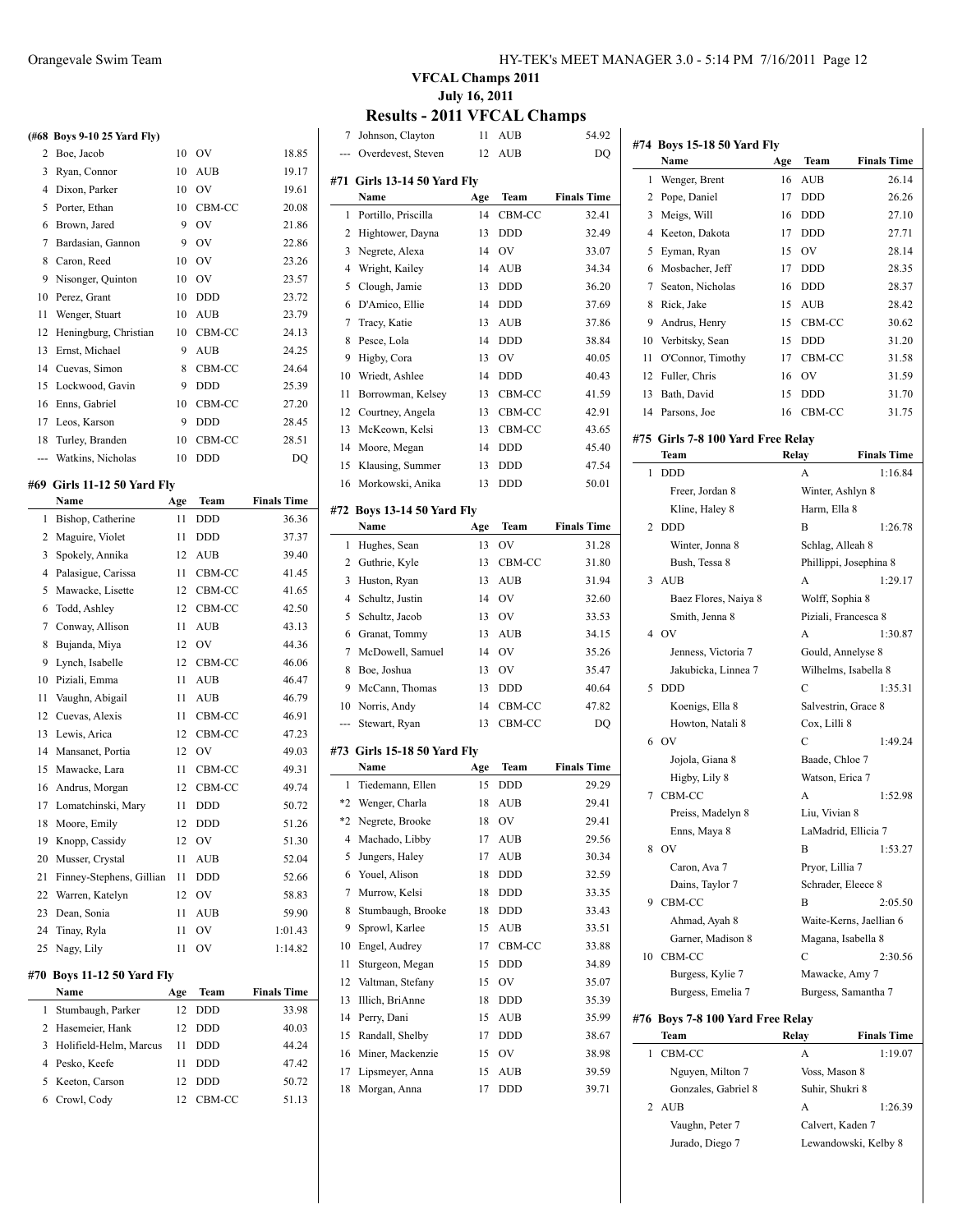## VFCAL Champs 2011
## July 16, 2011
# Results - 2011 VFCAL Champs

### (#68 Boys 9-10 25 Yard Fly)

| | Name | Age | Team | Finals Time |
|---|---|---|---|---|
| 2 | Boe, Jacob | 10 | OV | 18.85 |
| 3 | Ryan, Connor | 10 | AUB | 19.17 |
| 4 | Dixon, Parker | 10 | OV | 19.61 |
| 5 | Porter, Ethan | 10 | CBM-CC | 20.08 |
| 6 | Brown, Jared | 9 | OV | 21.86 |
| 7 | Bardasian, Gannon | 9 | OV | 22.86 |
| 8 | Caron, Reed | 10 | OV | 23.26 |
| 9 | Nisonger, Quinton | 10 | OV | 23.57 |
| 10 | Perez, Grant | 10 | DDD | 23.72 |
| 11 | Wenger, Stuart | 10 | AUB | 23.79 |
| 12 | Heningburg, Christian | 10 | CBM-CC | 24.13 |
| 13 | Ernst, Michael | 9 | AUB | 24.25 |
| 14 | Cuevas, Simon | 8 | CBM-CC | 24.64 |
| 15 | Lockwood, Gavin | 9 | DDD | 25.39 |
| 16 | Enns, Gabriel | 10 | CBM-CC | 27.20 |
| 17 | Leos, Karson | 9 | DDD | 28.45 |
| 18 | Turley, Branden | 10 | CBM-CC | 28.51 |
| --- | Watkins, Nicholas | 10 | DDD | DQ |

### #69 Girls 11-12 50 Yard Fly

| | Name | Age | Team | Finals Time |
|---|---|---|---|---|
| 1 | Bishop, Catherine | 11 | DDD | 36.36 |
| 2 | Maguire, Violet | 11 | DDD | 37.37 |
| 3 | Spokely, Annika | 12 | AUB | 39.40 |
| 4 | Palasigue, Carissa | 11 | CBM-CC | 41.45 |
| 5 | Mawacke, Lisette | 12 | CBM-CC | 41.65 |
| 6 | Todd, Ashley | 12 | CBM-CC | 42.50 |
| 7 | Conway, Allison | 11 | AUB | 43.13 |
| 8 | Bujanda, Miya | 12 | OV | 44.36 |
| 9 | Lynch, Isabelle | 12 | CBM-CC | 46.06 |
| 10 | Piziali, Emma | 11 | AUB | 46.47 |
| 11 | Vaughn, Abigail | 11 | AUB | 46.79 |
| 12 | Cuevas, Alexis | 11 | CBM-CC | 46.91 |
| 13 | Lewis, Arica | 12 | CBM-CC | 47.23 |
| 14 | Mansanet, Portia | 12 | OV | 49.03 |
| 15 | Mawacke, Lara | 11 | CBM-CC | 49.31 |
| 16 | Andrus, Morgan | 12 | CBM-CC | 49.74 |
| 17 | Lomatchinski, Mary | 11 | DDD | 50.72 |
| 18 | Moore, Emily | 12 | DDD | 51.26 |
| 19 | Knopp, Cassidy | 12 | OV | 51.30 |
| 20 | Musser, Crystal | 11 | AUB | 52.04 |
| 21 | Finney-Stephens, Gillian | 11 | DDD | 52.66 |
| 22 | Warren, Katelyn | 12 | OV | 58.83 |
| 23 | Dean, Sonia | 11 | AUB | 59.90 |
| 24 | Tinay, Ryla | 11 | OV | 1:01.43 |
| 25 | Nagy, Lily | 11 | OV | 1:14.82 |

### #70 Boys 11-12 50 Yard Fly

| | Name | Age | Team | Finals Time |
|---|---|---|---|---|
| 1 | Stumbaugh, Parker | 12 | DDD | 33.98 |
| 2 | Hasemeier, Hank | 12 | DDD | 40.03 |
| 3 | Holifield-Helm, Marcus | 11 | DDD | 44.24 |
| 4 | Pesko, Keefe | 11 | DDD | 47.42 |
| 5 | Keeton, Carson | 12 | DDD | 50.72 |
| 6 | Crowl, Cody | 12 | CBM-CC | 51.13 |
| 7 | Johnson, Clayton | 11 | AUB | 54.92 |
| --- | Overdevest, Steven | 12 | AUB | DQ |

### #71 Girls 13-14 50 Yard Fly

| | Name | Age | Team | Finals Time |
|---|---|---|---|---|
| 1 | Portillo, Priscilla | 14 | CBM-CC | 32.41 |
| 2 | Hightower, Dayna | 13 | DDD | 32.49 |
| 3 | Negrete, Alexa | 14 | OV | 33.07 |
| 4 | Wright, Kailey | 14 | AUB | 34.34 |
| 5 | Clough, Jamie | 13 | DDD | 36.20 |
| 6 | D'Amico, Ellie | 14 | DDD | 37.69 |
| 7 | Tracy, Katie | 13 | AUB | 37.86 |
| 8 | Pesce, Lola | 14 | DDD | 38.84 |
| 9 | Higby, Cora | 13 | OV | 40.05 |
| 10 | Wriedt, Ashlee | 14 | DDD | 40.43 |
| 11 | Borrowman, Kelsey | 13 | CBM-CC | 41.59 |
| 12 | Courtney, Angela | 13 | CBM-CC | 42.91 |
| 13 | McKeown, Kelsi | 13 | CBM-CC | 43.65 |
| 14 | Moore, Megan | 14 | DDD | 45.40 |
| 15 | Klausing, Summer | 13 | DDD | 47.54 |
| 16 | Morkowski, Anika | 13 | DDD | 50.01 |

### #72 Boys 13-14 50 Yard Fly

| | Name | Age | Team | Finals Time |
|---|---|---|---|---|
| 1 | Hughes, Sean | 13 | OV | 31.28 |
| 2 | Guthrie, Kyle | 13 | CBM-CC | 31.80 |
| 3 | Huston, Ryan | 13 | AUB | 31.94 |
| 4 | Schultz, Justin | 14 | OV | 32.60 |
| 5 | Schultz, Jacob | 13 | OV | 33.53 |
| 6 | Granat, Tommy | 13 | AUB | 34.15 |
| 7 | McDowell, Samuel | 14 | OV | 35.26 |
| 8 | Boe, Joshua | 13 | OV | 35.47 |
| 9 | McCann, Thomas | 13 | DDD | 40.64 |
| 10 | Norris, Andy | 14 | CBM-CC | 47.82 |
| --- | Stewart, Ryan | 13 | CBM-CC | DQ |

### #73 Girls 15-18 50 Yard Fly

| | Name | Age | Team | Finals Time |
|---|---|---|---|---|
| 1 | Tiedemann, Ellen | 15 | DDD | 29.29 |
| *2 | Wenger, Charla | 18 | AUB | 29.41 |
| *2 | Negrete, Brooke | 18 | OV | 29.41 |
| 4 | Machado, Libby | 17 | AUB | 29.56 |
| 5 | Jungers, Haley | 17 | AUB | 30.34 |
| 6 | Youel, Alison | 18 | DDD | 32.59 |
| 7 | Murrow, Kelsi | 18 | DDD | 33.35 |
| 8 | Stumbaugh, Brooke | 18 | DDD | 33.43 |
| 9 | Sprowl, Karlee | 15 | AUB | 33.51 |
| 10 | Engel, Audrey | 17 | CBM-CC | 33.88 |
| 11 | Sturgeon, Megan | 15 | DDD | 34.89 |
| 12 | Valtman, Stefany | 15 | OV | 35.07 |
| 13 | Illich, BriAnne | 18 | DDD | 35.39 |
| 14 | Perry, Dani | 15 | AUB | 35.99 |
| 15 | Randall, Shelby | 17 | DDD | 38.67 |
| 16 | Miner, Mackenzie | 15 | OV | 38.98 |
| 17 | Lipsmeyer, Anna | 15 | AUB | 39.59 |
| 18 | Morgan, Anna | 17 | DDD | 39.71 |

### #74 Boys 15-18 50 Yard Fly

| | Name | Age | Team | Finals Time |
|---|---|---|---|---|
| 1 | Wenger, Brent | 16 | AUB | 26.14 |
| 2 | Pope, Daniel | 17 | DDD | 26.26 |
| 3 | Meigs, Will | 16 | DDD | 27.10 |
| 4 | Keeton, Dakota | 17 | DDD | 27.71 |
| 5 | Eyman, Ryan | 15 | OV | 28.14 |
| 6 | Mosbacher, Jeff | 17 | DDD | 28.35 |
| 7 | Seaton, Nicholas | 16 | DDD | 28.37 |
| 8 | Rick, Jake | 15 | AUB | 28.42 |
| 9 | Andrus, Henry | 15 | CBM-CC | 30.62 |
| 10 | Verbitsky, Sean | 15 | DDD | 31.20 |
| 11 | O'Connor, Timothy | 17 | CBM-CC | 31.58 |
| 12 | Fuller, Chris | 16 | OV | 31.59 |
| 13 | Bath, David | 15 | DDD | 31.70 |
| 14 | Parsons, Joe | 16 | CBM-CC | 31.75 |

### #75 Girls 7-8 100 Yard Free Relay

| | Team | Relay | Finals Time |
|---|---|---|---|
| 1 | DDD | A | 1:16.84 |
| | Freer, Jordan 8 | Winter, Ashlyn 8 | |
| | Kline, Haley 8 | Harm, Ella 8 | |
| 2 | DDD | B | 1:26.78 |
| | Winter, Jonna 8 | Schlag, Alleah 8 | |
| | Bush, Tessa 8 | Phillippi, Josephina 8 | |
| 3 | AUB | A | 1:29.17 |
| | Baez Flores, Naiya 8 | Wolff, Sophia 8 | |
| | Smith, Jenna 8 | Piziali, Francesca 8 | |
| 4 | OV | A | 1:30.87 |
| | Jenness, Victoria 7 | Gould, Annelyse 8 | |
| | Jakubicka, Linnea 7 | Wilhelms, Isabella 8 | |
| 5 | DDD | C | 1:35.31 |
| | Koenigs, Ella 8 | Salvestrin, Grace 8 | |
| | Howton, Natali 8 | Cox, Lilli 8 | |
| 6 | OV | C | 1:49.24 |
| | Jojola, Giana 8 | Baade, Chloe 7 | |
| | Higby, Lily 8 | Watson, Erica 7 | |
| 7 | CBM-CC | A | 1:52.98 |
| | Preiss, Madelyn 8 | Liu, Vivian 8 | |
| | Enns, Maya 8 | LaMadrid, Ellicia 7 | |
| 8 | OV | B | 1:53.27 |
| | Caron, Ava 7 | Pryor, Lillia 7 | |
| | Dains, Taylor 7 | Schrader, Eleece 8 | |
| 9 | CBM-CC | B | 2:05.50 |
| | Ahmad, Ayah 8 | Waite-Kerns, Jaellian 6 | |
| | Garner, Madison 8 | Magana, Isabella 8 | |
| 10 | CBM-CC | C | 2:30.56 |
| | Burgess, Kylie 7 | Mawacke, Amy 7 | |
| | Burgess, Emelia 7 | Burgess, Samantha 7 | |

### #76 Boys 7-8 100 Yard Free Relay

| | Team | Relay | Finals Time |
|---|---|---|---|
| 1 | CBM-CC | A | 1:19.07 |
| | Nguyen, Milton 7 | Voss, Mason 8 | |
| | Gonzales, Gabriel 8 | Suhir, Shukri 8 | |
| 2 | AUB | A | 1:26.39 |
| | Vaughn, Peter 7 | Calvert, Kaden 7 | |
| | Jurado, Diego 7 | Lewandowski, Kelby 8 | |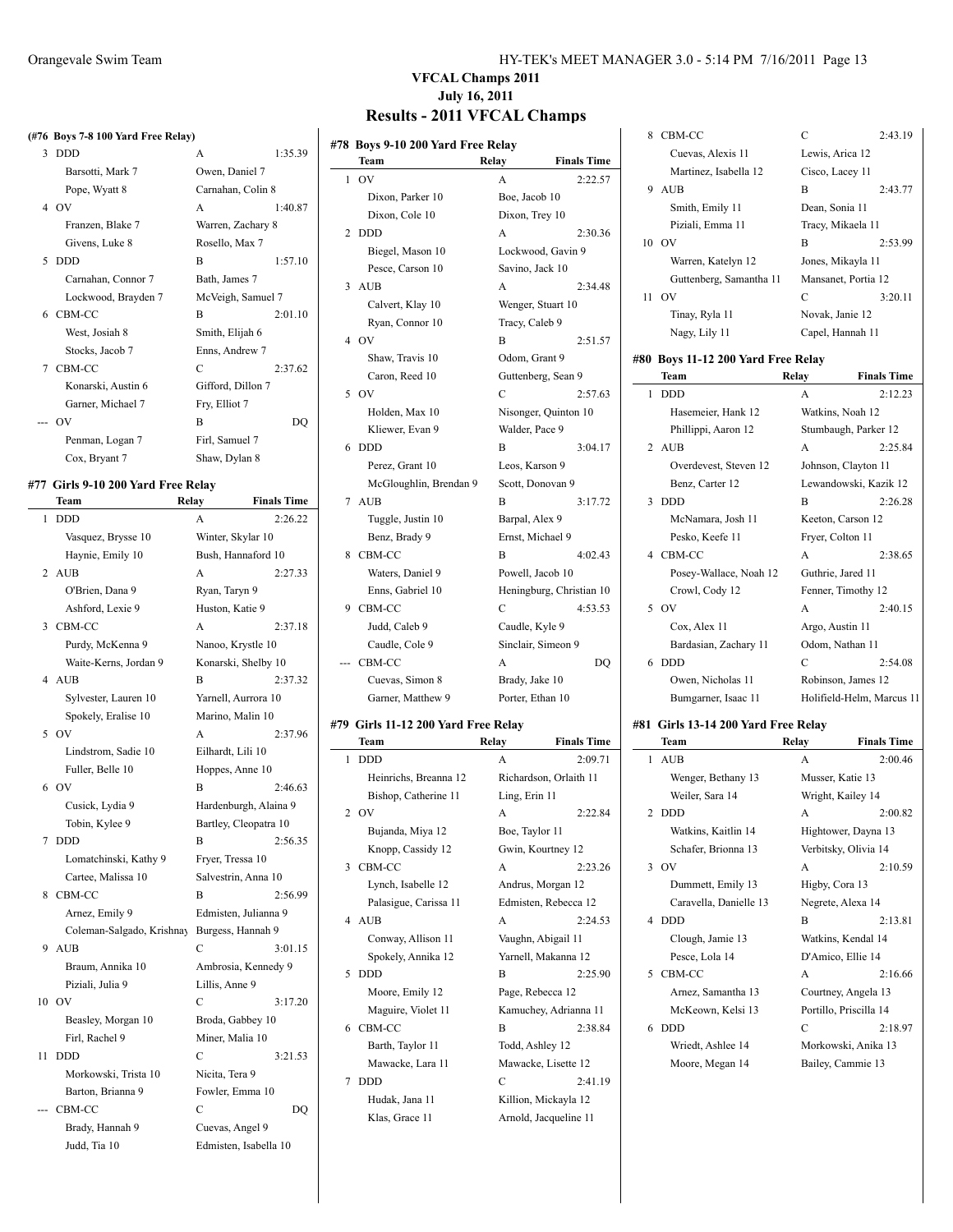# VFCAL Champs 2011

**July 16, 2011**

## Results - 2011 VFCAL Champs

**(#76 Boys 7-8 100 Yard Free Relay)**

| | Team | Relay | Finals Time |
|---|---|---|---|
| 3 | DDD | A | 1:35.39 |
| | Barsotti, Mark 7 | Owen, Daniel 7 | |
| | Pope, Wyatt 8 | Carnahan, Colin 8 | |
| 4 | OV | A | 1:40.87 |
| | Franzen, Blake 7 | Warren, Zachary 8 | |
| | Givens, Luke 8 | Rosello, Max 7 | |
| 5 | DDD | B | 1:57.10 |
| | Carnahan, Connor 7 | Bath, James 7 | |
| | Lockwood, Brayden 7 | McVeigh, Samuel 7 | |
| 6 | CBM-CC | B | 2:01.10 |
| | West, Josiah 8 | Smith, Elijah 6 | |
| | Stocks, Jacob 7 | Enns, Andrew 7 | |
| 7 | CBM-CC | C | 2:37.62 |
| | Konarski, Austin 6 | Gifford, Dillon 7 | |
| | Garner, Michael 7 | Fry, Elliot 7 | |
| --- | OV | B | DQ |
| | Penman, Logan 7 | Firl, Samuel 7 | |
| | Cox, Bryant 7 | Shaw, Dylan 8 | |

### #77 Girls 9-10 200 Yard Free Relay

| | Team | Relay | Finals Time |
|---|---|---|---|
| 1 | DDD | A | 2:26.22 |
| | Vasquez, Brysse 10 | Winter, Skylar 10 | |
| | Haynie, Emily 10 | Bush, Hannaford 10 | |
| 2 | AUB | A | 2:27.33 |
| | O'Brien, Dana 9 | Ryan, Taryn 9 | |
| | Ashford, Lexie 9 | Huston, Katie 9 | |
| 3 | CBM-CC | A | 2:37.18 |
| | Purdy, McKenna 9 | Nanoo, Krystle 10 | |
| | Waite-Kerns, Jordan 9 | Konarski, Shelby 10 | |
| 4 | AUB | B | 2:37.32 |
| | Sylvester, Lauren 10 | Yarnell, Aurrora 10 | |
| | Spokely, Eralise 10 | Marino, Malin 10 | |
| 5 | OV | A | 2:37.96 |
| | Lindstrom, Sadie 10 | Eilhardt, Lili 10 | |
| | Fuller, Belle 10 | Hoppes, Anne 10 | |
| 6 | OV | B | 2:46.63 |
| | Cusick, Lydia 9 | Hardenburgh, Alaina 9 | |
| | Tobin, Kylee 9 | Bartley, Cleopatra 10 | |
| 7 | DDD | B | 2:56.35 |
| | Lomatchinski, Kathy 9 | Fryer, Tressa 10 | |
| | Cartee, Malissa 10 | Salvestrin, Anna 10 | |
| 8 | CBM-CC | B | 2:56.99 |
| | Arnez, Emily 9 | Edmisten, Julianna 9 | |
| | Coleman-Salgado, Krishnay | Burgess, Hannah 9 | |
| 9 | AUB | C | 3:01.15 |
| | Braum, Annika 10 | Ambrosia, Kennedy 9 | |
| | Piziali, Julia 9 | Lillis, Anne 9 | |
| 10 | OV | C | 3:17.20 |
| | Beasley, Morgan 10 | Broda, Gabbey 10 | |
| | Firl, Rachel 9 | Miner, Malia 10 | |
| 11 | DDD | C | 3:21.53 |
| | Morkowski, Trista 10 | Nicita, Tera 9 | |
| | Barton, Brianna 9 | Fowler, Emma 10 | |
| --- | CBM-CC | C | DQ |
| | Brady, Hannah 9 | Cuevas, Angel 9 | |
| | Judd, Tia 10 | Edmisten, Isabella 10 | |

### #78 Boys 9-10 200 Yard Free Relay

| | Team | Relay | Finals Time |
|---|---|---|---|
| 1 | OV | A | 2:22.57 |
| | Dixon, Parker 10 | Boe, Jacob 10 | |
| | Dixon, Cole 10 | Dixon, Trey 10 | |
| 2 | DDD | A | 2:30.36 |
| | Biegel, Mason 10 | Lockwood, Gavin 9 | |
| | Pesce, Carson 10 | Savino, Jack 10 | |
| 3 | AUB | A | 2:34.48 |
| | Calvert, Klay 10 | Wenger, Stuart 10 | |
| | Ryan, Connor 10 | Tracy, Caleb 9 | |
| 4 | OV | B | 2:51.57 |
| | Shaw, Travis 10 | Odom, Grant 9 | |
| | Caron, Reed 10 | Guttenberg, Sean 9 | |
| 5 | OV | C | 2:57.63 |
| | Holden, Max 10 | Nisonger, Quinton 10 | |
| | Kliewer, Evan 9 | Walder, Pace 9 | |
| 6 | DDD | B | 3:04.17 |
| | Perez, Grant 10 | Leos, Karson 9 | |
| | McGloughlin, Brendan 9 | Scott, Donovan 9 | |
| 7 | AUB | B | 3:17.72 |
| | Tuggle, Justin 10 | Barpal, Alex 9 | |
| | Benz, Brady 9 | Ernst, Michael 9 | |
| 8 | CBM-CC | B | 4:02.43 |
| | Waters, Daniel 9 | Powell, Jacob 10 | |
| | Enns, Gabriel 10 | Heningburg, Christian 10 | |
| 9 | CBM-CC | C | 4:53.53 |
| | Judd, Caleb 9 | Caudle, Kyle 9 | |
| | Caudle, Cole 9 | Sinclair, Simeon 9 | |
| --- | CBM-CC | A | DQ |
| | Cuevas, Simon 8 | Brady, Jake 10 | |
| | Garner, Matthew 9 | Porter, Ethan 10 | |

### #79 Girls 11-12 200 Yard Free Relay

| | Team | Relay | Finals Time |
|---|---|---|---|
| 1 | DDD | A | 2:09.71 |
| | Heinrichs, Breanna 12 | Richardson, Orlaith 11 | |
| | Bishop, Catherine 11 | Ling, Erin 11 | |
| 2 | OV | A | 2:22.84 |
| | Bujanda, Miya 12 | Boe, Taylor 11 | |
| | Knopp, Cassidy 12 | Gwin, Kourtney 12 | |
| 3 | CBM-CC | A | 2:23.26 |
| | Lynch, Isabelle 12 | Andrus, Morgan 12 | |
| | Palasigue, Carissa 11 | Edmisten, Rebecca 12 | |
| 4 | AUB | A | 2:24.53 |
| | Conway, Allison 11 | Vaughn, Abigail 11 | |
| | Spokely, Annika 12 | Yarnell, Makanna 12 | |
| 5 | DDD | B | 2:25.90 |
| | Moore, Emily 12 | Page, Rebecca 12 | |
| | Maguire, Violet 11 | Kamuchey, Adrianna 11 | |
| 6 | CBM-CC | B | 2:38.84 |
| | Barth, Taylor 11 | Todd, Ashley 12 | |
| | Mawacke, Lara 11 | Mawacke, Lisette 12 | |
| 7 | DDD | C | 2:41.19 |
| | Hudak, Jana 11 | Killion, Mickayla 12 | |
| | Klas, Grace 11 | Arnold, Jacqueline 11 | |
| 8 | CBM-CC | C | 2:43.19 |
| | Cuevas, Alexis 11 | Lewis, Arica 12 | |
| | Martinez, Isabella 12 | Cisco, Lacey 11 | |
| 9 | AUB | B | 2:43.77 |
| | Smith, Emily 11 | Dean, Sonia 11 | |
| | Piziali, Emma 11 | Tracy, Mikaela 11 | |
| 10 | OV | B | 2:53.99 |
| | Warren, Katelyn 12 | Jones, Mikayla 11 | |
| | Guttenberg, Samantha 11 | Mansanet, Portia 12 | |
| 11 | OV | C | 3:20.11 |
| | Tinay, Ryla 11 | Novak, Janie 12 | |
| | Nagy, Lily 11 | Capel, Hannah 11 | |

### #80 Boys 11-12 200 Yard Free Relay

| | Team | Relay | Finals Time |
|---|---|---|---|
| 1 | DDD | A | 2:12.23 |
| | Hasemeier, Hank 12 | Watkins, Noah 12 | |
| | Phillippi, Aaron 12 | Stumbaugh, Parker 12 | |
| 2 | AUB | A | 2:25.84 |
| | Overdevest, Steven 12 | Johnson, Clayton 11 | |
| | Benz, Carter 12 | Lewandowski, Kazik 12 | |
| 3 | DDD | B | 2:26.28 |
| | McNamara, Josh 11 | Keeton, Carson 12 | |
| | Pesko, Keefe 11 | Fryer, Colton 11 | |
| 4 | CBM-CC | A | 2:38.65 |
| | Posey-Wallace, Noah 12 | Guthrie, Jared 11 | |
| | Crowl, Cody 12 | Fenner, Timothy 12 | |
| 5 | OV | A | 2:40.15 |
| | Cox, Alex 11 | Argo, Austin 11 | |
| | Bardasian, Zachary 11 | Odom, Nathan 11 | |
| 6 | DDD | C | 2:54.08 |
| | Owen, Nicholas 11 | Robinson, James 12 | |
| | Bumgarner, Isaac 11 | Holifield-Helm, Marcus 11 | |

### #81 Girls 13-14 200 Yard Free Relay

| | Team | Relay | Finals Time |
|---|---|---|---|
| 1 | AUB | A | 2:00.46 |
| | Wenger, Bethany 13 | Musser, Katie 13 | |
| | Weiler, Sara 14 | Wright, Kailey 14 | |
| 2 | DDD | A | 2:00.82 |
| | Watkins, Kaitlin 14 | Hightower, Dayna 13 | |
| | Schafer, Brionna 13 | Verbitsky, Olivia 14 | |
| 3 | OV | A | 2:10.59 |
| | Dummett, Emily 13 | Higby, Cora 13 | |
| | Caravella, Danielle 13 | Negrete, Alexa 14 | |
| 4 | DDD | B | 2:13.81 |
| | Clough, Jamie 13 | Watkins, Kendal 14 | |
| | Pesce, Lola 14 | D'Amico, Ellie 14 | |
| 5 | CBM-CC | A | 2:16.66 |
| | Arnez, Samantha 13 | Courtney, Angela 13 | |
| | McKeown, Kelsi 13 | Portillo, Priscilla 14 | |
| 6 | DDD | C | 2:18.97 |
| | Wriedt, Ashlee 14 | Morkowski, Anika 13 | |
| | Moore, Megan 14 | Bailey, Cammie 13 | |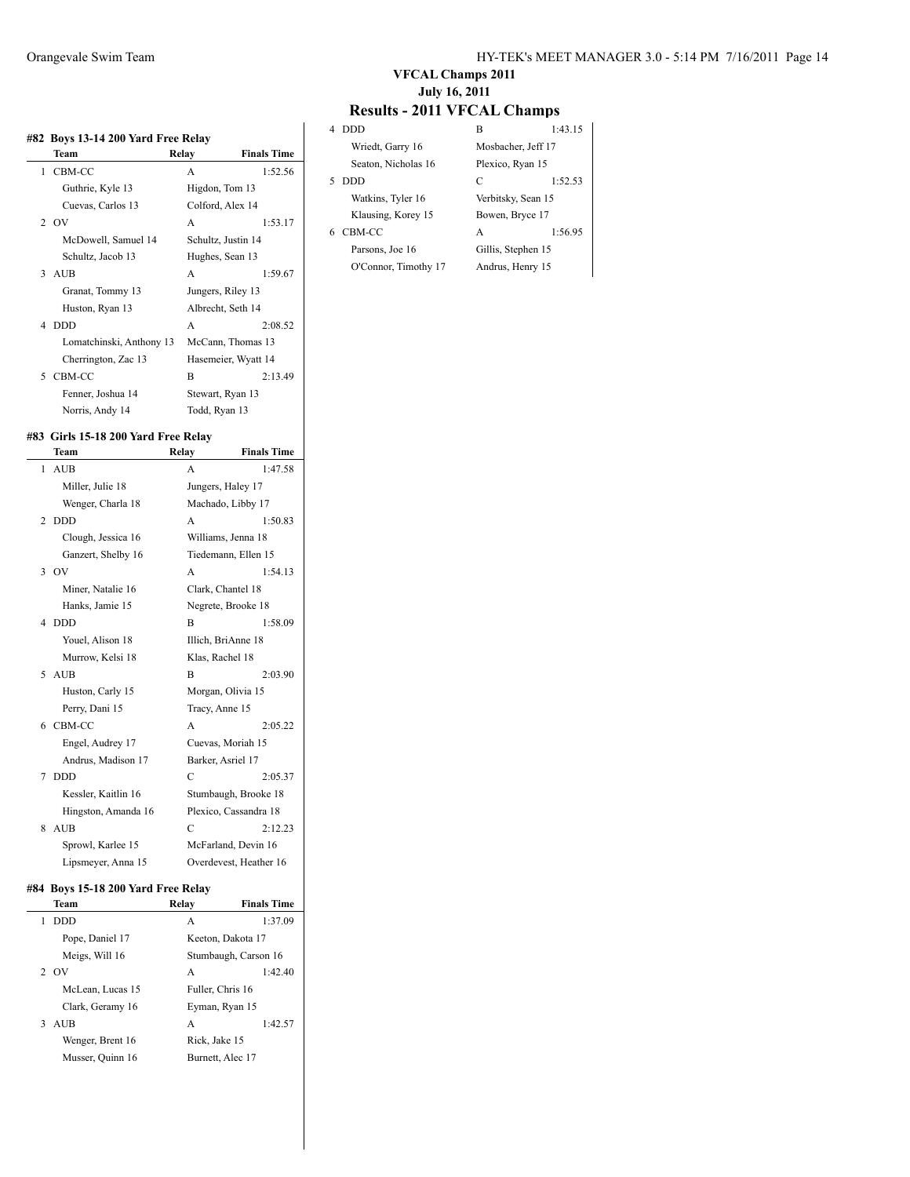## VFCAL Champs 2011

**July 16, 2011**

# Results - 2011 VFCAL Champs

### #82 Boys 13-14 200 Yard Free Relay

| Team | Relay | Finals Time |
|---|---|---|
| 1 CBM-CC | A | 1:52.56 |
| Guthrie, Kyle 13 | Higdon, Tom 13 | |
| Cuevas, Carlos 13 | Colford, Alex 14 | |
| 2 OV | A | 1:53.17 |
| McDowell, Samuel 14 | Schultz, Justin 14 | |
| Schultz, Jacob 13 | Hughes, Sean 13 | |
| 3 AUB | A | 1:59.67 |
| Granat, Tommy 13 | Jungers, Riley 13 | |
| Huston, Ryan 13 | Albrecht, Seth 14 | |
| 4 DDD | A | 2:08.52 |
| Lomatchinski, Anthony 13 | McCann, Thomas 13 | |
| Cherrington, Zac 13 | Hasemeier, Wyatt 14 | |
| 5 CBM-CC | B | 2:13.49 |
| Fenner, Joshua 14 | Stewart, Ryan 13 | |
| Norris, Andy 14 | Todd, Ryan 13 | |

### #83 Girls 15-18 200 Yard Free Relay

| Team | Relay | Finals Time |
|---|---|---|
| 1 AUB | A | 1:47.58 |
| Miller, Julie 18 | Jungers, Haley 17 | |
| Wenger, Charla 18 | Machado, Libby 17 | |
| 2 DDD | A | 1:50.83 |
| Clough, Jessica 16 | Williams, Jenna 18 | |
| Ganzert, Shelby 16 | Tiedemann, Ellen 15 | |
| 3 OV | A | 1:54.13 |
| Miner, Natalie 16 | Clark, Chantel 18 | |
| Hanks, Jamie 15 | Negrete, Brooke 18 | |
| 4 DDD | B | 1:58.09 |
| Youel, Alison 18 | Illich, BriAnne 18 | |
| Murrow, Kelsi 18 | Klas, Rachel 18 | |
| 5 AUB | B | 2:03.90 |
| Huston, Carly 15 | Morgan, Olivia 15 | |
| Perry, Dani 15 | Tracy, Anne 15 | |
| 6 CBM-CC | A | 2:05.22 |
| Engel, Audrey 17 | Cuevas, Moriah 15 | |
| Andrus, Madison 17 | Barker, Asriel 17 | |
| 7 DDD | C | 2:05.37 |
| Kessler, Kaitlin 16 | Stumbaugh, Brooke 18 | |
| Hingston, Amanda 16 | Plexico, Cassandra 18 | |
| 8 AUB | C | 2:12.23 |
| Sprowl, Karlee 15 | McFarland, Devin 16 | |
| Lipsmeyer, Anna 15 | Overdevest, Heather 16 | |

### #84 Boys 15-18 200 Yard Free Relay

| Team | Relay | Finals Time |
|---|---|---|
| 1 DDD | A | 1:37.09 |
| Pope, Daniel 17 | Keeton, Dakota 17 | |
| Meigs, Will 16 | Stumbaugh, Carson 16 | |
| 2 OV | A | 1:42.40 |
| McLean, Lucas 15 | Fuller, Chris 16 | |
| Clark, Geramy 16 | Eyman, Ryan 15 | |
| 3 AUB | A | 1:42.57 |
| Wenger, Brent 16 | Rick, Jake 15 | |
| Musser, Quinn 16 | Burnett, Alec 17 | |
| 4 DDD | B | 1:43.15 |
| Wriedt, Garry 16 | Mosbacher, Jeff 17 | |
| Seaton, Nicholas 16 | Plexico, Ryan 15 | |
| 5 DDD | C | 1:52.53 |
| Watkins, Tyler 16 | Verbitsky, Sean 15 | |
| Klausing, Korey 15 | Bowen, Bryce 17 | |
| 6 CBM-CC | A | 1:56.95 |
| Parsons, Joe 16 | Gillis, Stephen 15 | |
| O'Connor, Timothy 17 | Andrus, Henry 15 | |